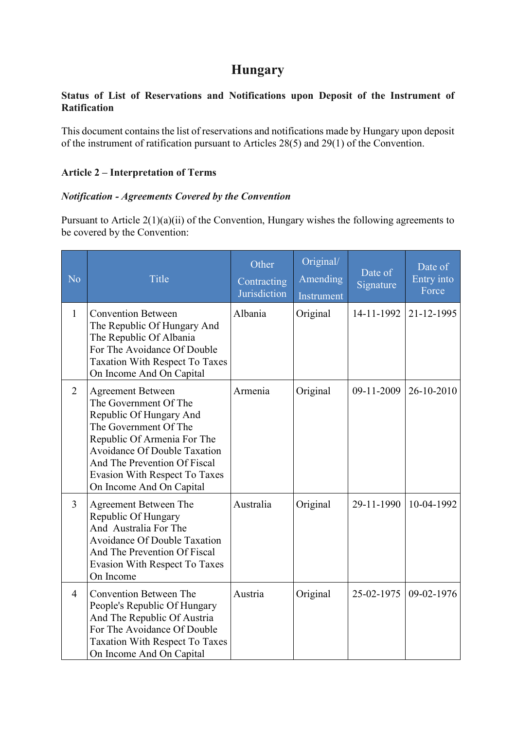# Hungary

**Status of List of Reservations and Notifications upon Deposit of the Instrument of Ratification**

This document contains the list of reservations and notifications made by Hungary upon deposit of the instrument of ratification pursuant to Articles 28(5) and 29(1) of the Convention.

**Article 2 – Interpretation of Terms**

***Notification - Agreements Covered by the Convention***

Pursuant to Article 2(1)(a)(ii) of the Convention, Hungary wishes the following agreements to be covered by the Convention:

| No | Title | Other Contracting Jurisdiction | Original/ Amending Instrument | Date of Signature | Date of Entry into Force |
|---|---|---|---|---|---|
| 1 | Convention Between The Republic Of Hungary And The Republic Of Albania For The Avoidance Of Double Taxation With Respect To Taxes On Income And On Capital | Albania | Original | 14-11-1992 | 21-12-1995 |
| 2 | Agreement Between The Government Of The Republic Of Hungary And The Government Of The Republic Of Armenia For The Avoidance Of Double Taxation And The Prevention Of Fiscal Evasion With Respect To Taxes On Income And On Capital | Armenia | Original | 09-11-2009 | 26-10-2010 |
| 3 | Agreement Between The Republic Of Hungary And Australia For The Avoidance Of Double Taxation And The Prevention Of Fiscal Evasion With Respect To Taxes On Income | Australia | Original | 29-11-1990 | 10-04-1992 |
| 4 | Convention Between The People's Republic Of Hungary And The Republic Of Austria For The Avoidance Of Double Taxation With Respect To Taxes On Income And On Capital | Austria | Original | 25-02-1975 | 09-02-1976 |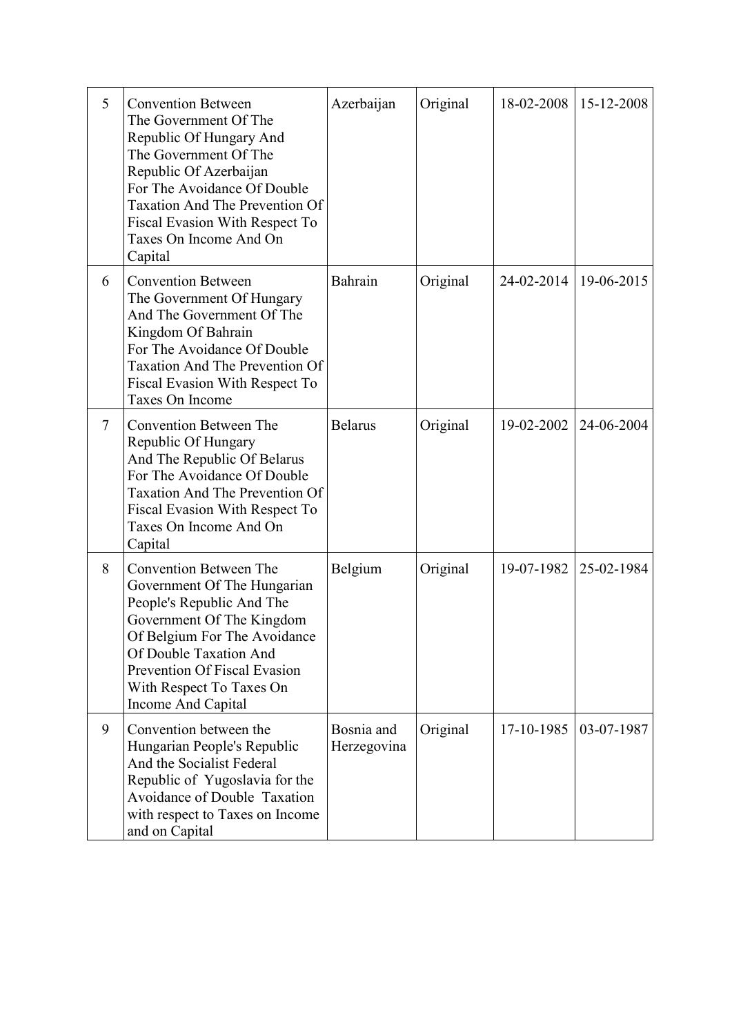| | | | | | |
|---|---|---|---|---|---|
| 5 | Convention Between The Government Of The Republic Of Hungary And The Government Of The Republic Of Azerbaijan For The Avoidance Of Double Taxation And The Prevention Of Fiscal Evasion With Respect To Taxes On Income And On Capital | Azerbaijan | Original | 18-02-2008 | 15-12-2008 |
| 6 | Convention Between The Government Of Hungary And The Government Of The Kingdom Of Bahrain For The Avoidance Of Double Taxation And The Prevention Of Fiscal Evasion With Respect To Taxes On Income | Bahrain | Original | 24-02-2014 | 19-06-2015 |
| 7 | Convention Between The Republic Of Hungary And The Republic Of Belarus For The Avoidance Of Double Taxation And The Prevention Of Fiscal Evasion With Respect To Taxes On Income And On Capital | Belarus | Original | 19-02-2002 | 24-06-2004 |
| 8 | Convention Between The Government Of The Hungarian People's Republic And The Government Of The Kingdom Of Belgium For The Avoidance Of Double Taxation And Prevention Of Fiscal Evasion With Respect To Taxes On Income And Capital | Belgium | Original | 19-07-1982 | 25-02-1984 |
| 9 | Convention between the Hungarian People's Republic And the Socialist Federal Republic of Yugoslavia for the Avoidance of Double Taxation with respect to Taxes on Income and on Capital | Bosnia and Herzegovina | Original | 17-10-1985 | 03-07-1987 |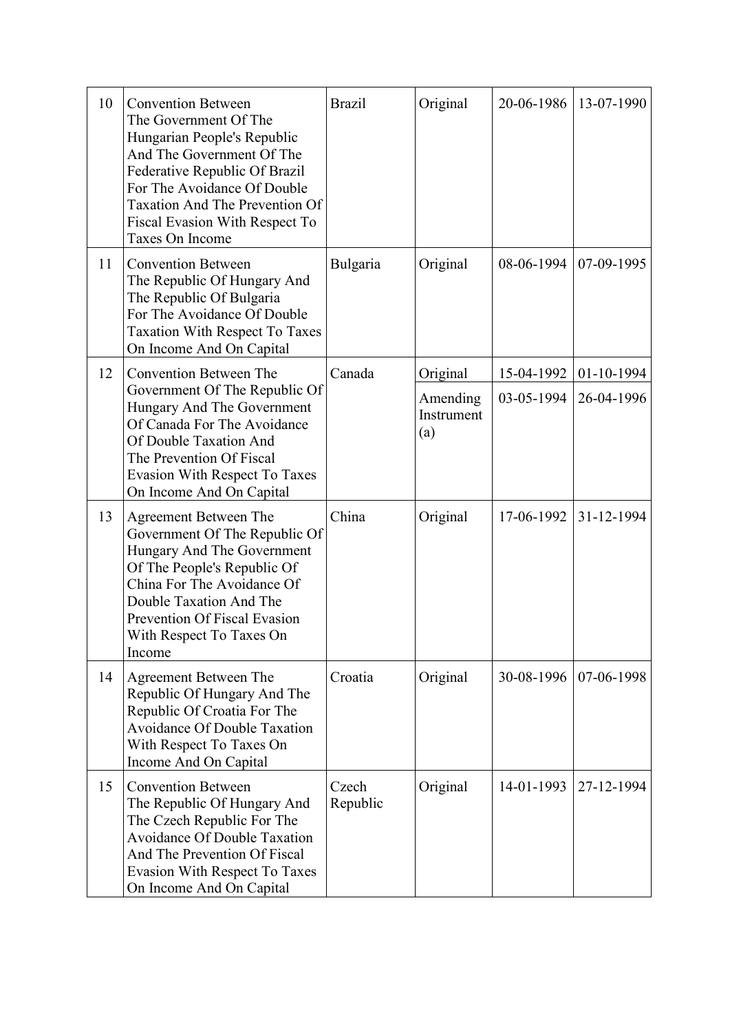| | | | | | |
|---|---|---|---|---|---|
| 10 | Convention Between The Government Of The Hungarian People's Republic And The Government Of The Federative Republic Of Brazil For The Avoidance Of Double Taxation And The Prevention Of Fiscal Evasion With Respect To Taxes On Income | Brazil | Original | 20-06-1986 | 13-07-1990 |
| 11 | Convention Between The Republic Of Hungary And The Republic Of Bulgaria For The Avoidance Of Double Taxation With Respect To Taxes On Income And On Capital | Bulgaria | Original | 08-06-1994 | 07-09-1995 |
| 12 | Convention Between The Government Of The Republic Of Hungary And The Government Of Canada For The Avoidance Of Double Taxation And The Prevention Of Fiscal Evasion With Respect To Taxes On Income And On Capital | Canada | Original | 15-04-1992 | 01-10-1994 |
| | | | Amending Instrument (a) | 03-05-1994 | 26-04-1996 |
| 13 | Agreement Between The Government Of The Republic Of Hungary And The Government Of The People's Republic Of China For The Avoidance Of Double Taxation And The Prevention Of Fiscal Evasion With Respect To Taxes On Income | China | Original | 17-06-1992 | 31-12-1994 |
| 14 | Agreement Between The Republic Of Hungary And The Republic Of Croatia For The Avoidance Of Double Taxation With Respect To Taxes On Income And On Capital | Croatia | Original | 30-08-1996 | 07-06-1998 |
| 15 | Convention Between The Republic Of Hungary And The Czech Republic For The Avoidance Of Double Taxation And The Prevention Of Fiscal Evasion With Respect To Taxes On Income And On Capital | Czech Republic | Original | 14-01-1993 | 27-12-1994 |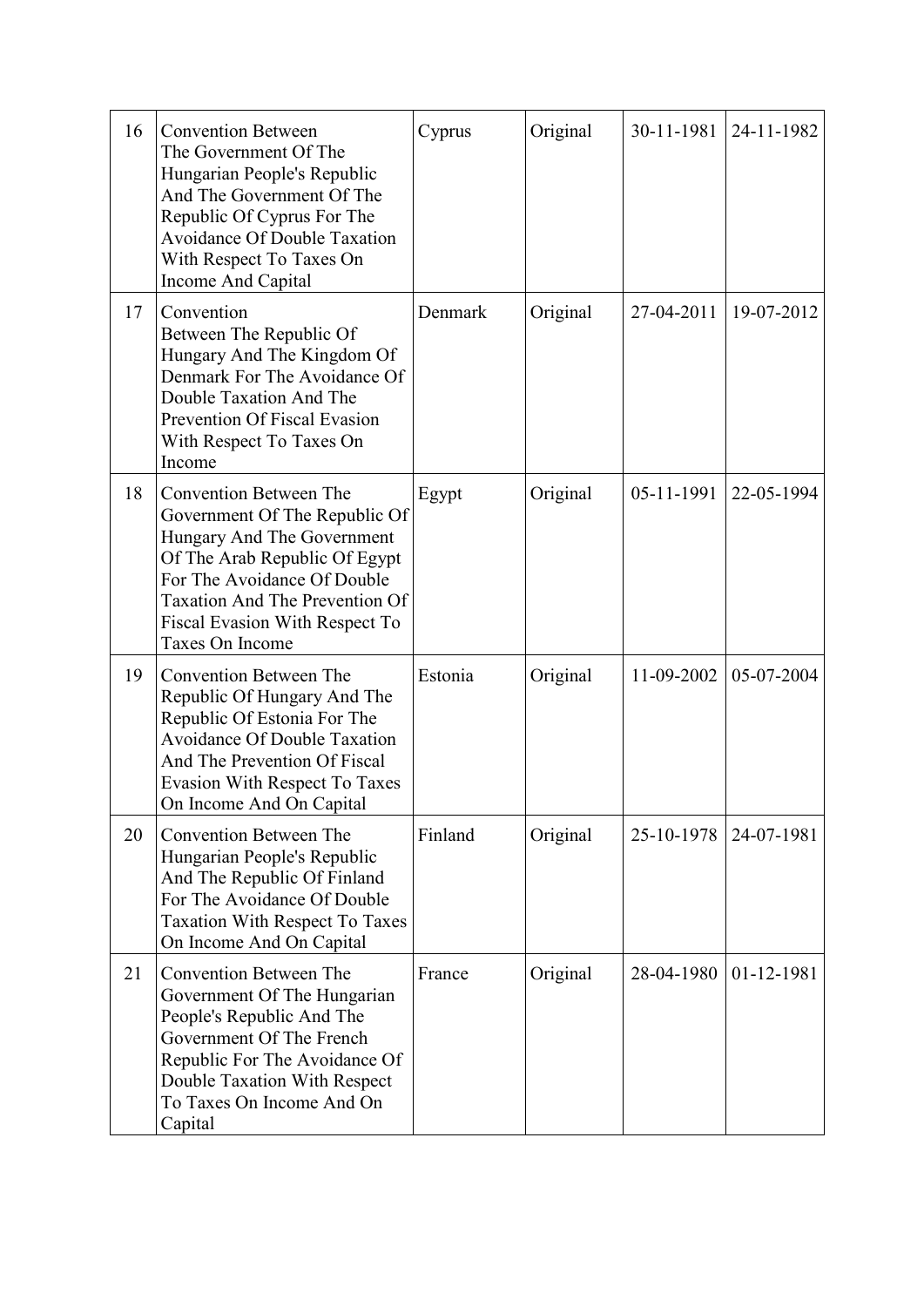| | | | | | |
|---|---|---|---|---|---|
| 16 | Convention Between The Government Of The Hungarian People's Republic And The Government Of The Republic Of Cyprus For The Avoidance Of Double Taxation With Respect To Taxes On Income And Capital | Cyprus | Original | 30-11-1981 | 24-11-1982 |
| 17 | Convention Between The Republic Of Hungary And The Kingdom Of Denmark For The Avoidance Of Double Taxation And The Prevention Of Fiscal Evasion With Respect To Taxes On Income | Denmark | Original | 27-04-2011 | 19-07-2012 |
| 18 | Convention Between The Government Of The Republic Of Hungary And The Government Of The Arab Republic Of Egypt For The Avoidance Of Double Taxation And The Prevention Of Fiscal Evasion With Respect To Taxes On Income | Egypt | Original | 05-11-1991 | 22-05-1994 |
| 19 | Convention Between The Republic Of Hungary And The Republic Of Estonia For The Avoidance Of Double Taxation And The Prevention Of Fiscal Evasion With Respect To Taxes On Income And On Capital | Estonia | Original | 11-09-2002 | 05-07-2004 |
| 20 | Convention Between The Hungarian People's Republic And The Republic Of Finland For The Avoidance Of Double Taxation With Respect To Taxes On Income And On Capital | Finland | Original | 25-10-1978 | 24-07-1981 |
| 21 | Convention Between The Government Of The Hungarian People's Republic And The Government Of The French Republic For The Avoidance Of Double Taxation With Respect To Taxes On Income And On Capital | France | Original | 28-04-1980 | 01-12-1981 |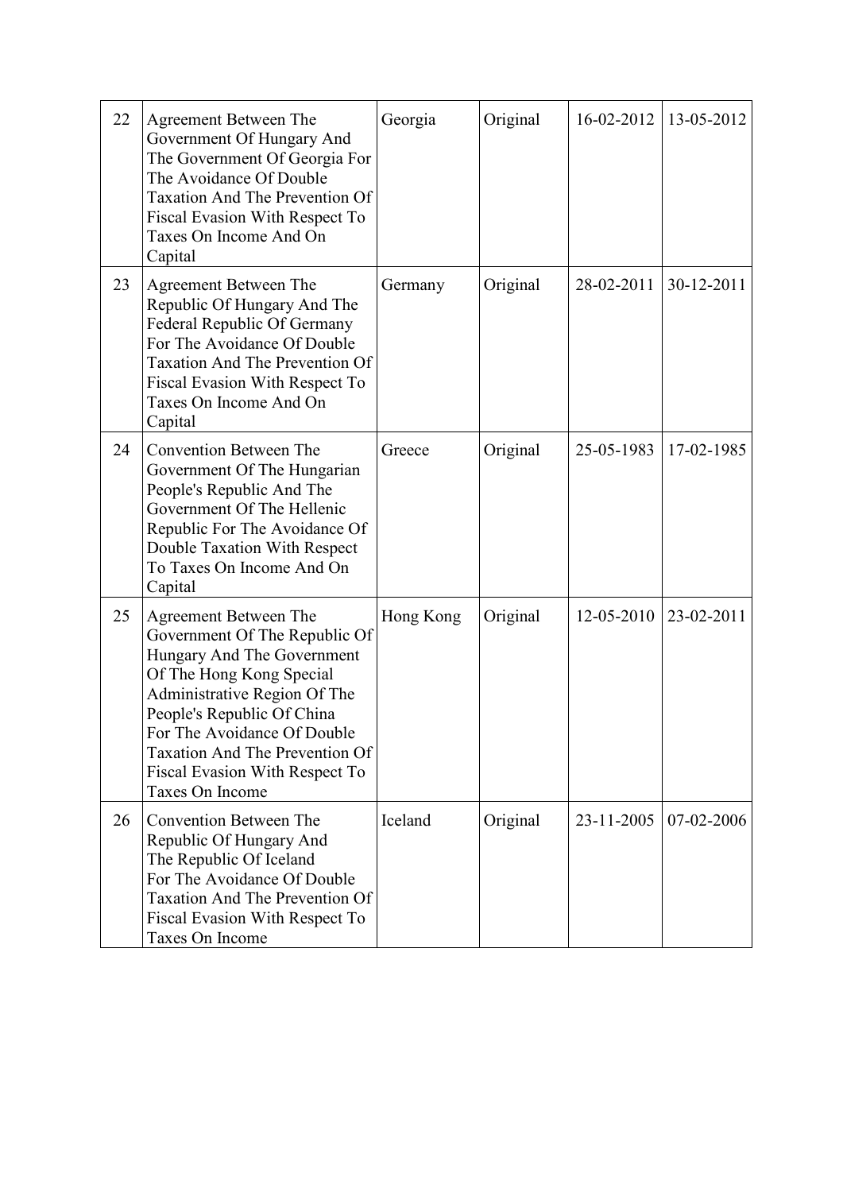| | | | | | |
|---|---|---|---|---|---|
| 22 | Agreement Between The Government Of Hungary And The Government Of Georgia For The Avoidance Of Double Taxation And The Prevention Of Fiscal Evasion With Respect To Taxes On Income And On Capital | Georgia | Original | 16-02-2012 | 13-05-2012 |
| 23 | Agreement Between The Republic Of Hungary And The Federal Republic Of Germany For The Avoidance Of Double Taxation And The Prevention Of Fiscal Evasion With Respect To Taxes On Income And On Capital | Germany | Original | 28-02-2011 | 30-12-2011 |
| 24 | Convention Between The Government Of The Hungarian People's Republic And The Government Of The Hellenic Republic For The Avoidance Of Double Taxation With Respect To Taxes On Income And On Capital | Greece | Original | 25-05-1983 | 17-02-1985 |
| 25 | Agreement Between The Government Of The Republic Of Hungary And The Government Of The Hong Kong Special Administrative Region Of The People's Republic Of China For The Avoidance Of Double Taxation And The Prevention Of Fiscal Evasion With Respect To Taxes On Income | Hong Kong | Original | 12-05-2010 | 23-02-2011 |
| 26 | Convention Between The Republic Of Hungary And The Republic Of Iceland For The Avoidance Of Double Taxation And The Prevention Of Fiscal Evasion With Respect To Taxes On Income | Iceland | Original | 23-11-2005 | 07-02-2006 |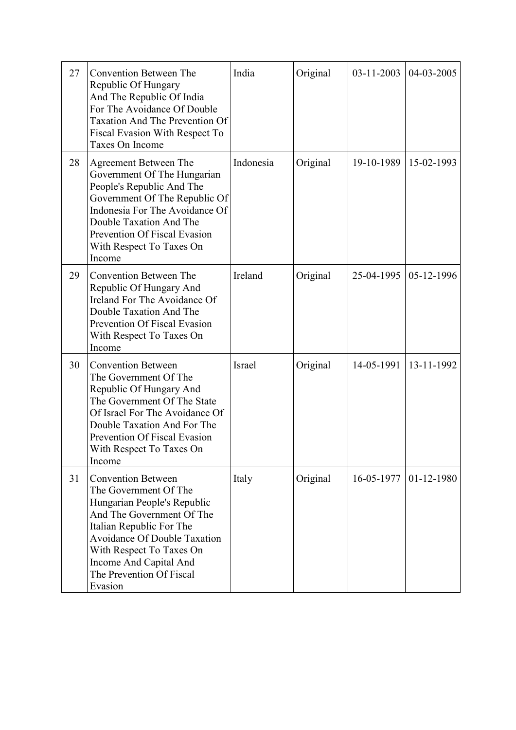| | | | | | |
|---|---|---|---|---|---|
| 27 | Convention Between The Republic Of Hungary And The Republic Of India For The Avoidance Of Double Taxation And The Prevention Of Fiscal Evasion With Respect To Taxes On Income | India | Original | 03-11-2003 | 04-03-2005 |
| 28 | Agreement Between The Government Of The Hungarian People's Republic And The Government Of The Republic Of Indonesia For The Avoidance Of Double Taxation And The Prevention Of Fiscal Evasion With Respect To Taxes On Income | Indonesia | Original | 19-10-1989 | 15-02-1993 |
| 29 | Convention Between The Republic Of Hungary And Ireland For The Avoidance Of Double Taxation And The Prevention Of Fiscal Evasion With Respect To Taxes On Income | Ireland | Original | 25-04-1995 | 05-12-1996 |
| 30 | Convention Between The Government Of The Republic Of Hungary And The Government Of The State Of Israel For The Avoidance Of Double Taxation And For The Prevention Of Fiscal Evasion With Respect To Taxes On Income | Israel | Original | 14-05-1991 | 13-11-1992 |
| 31 | Convention Between The Government Of The Hungarian People's Republic And The Government Of The Italian Republic For The Avoidance Of Double Taxation With Respect To Taxes On Income And Capital And The Prevention Of Fiscal Evasion | Italy | Original | 16-05-1977 | 01-12-1980 |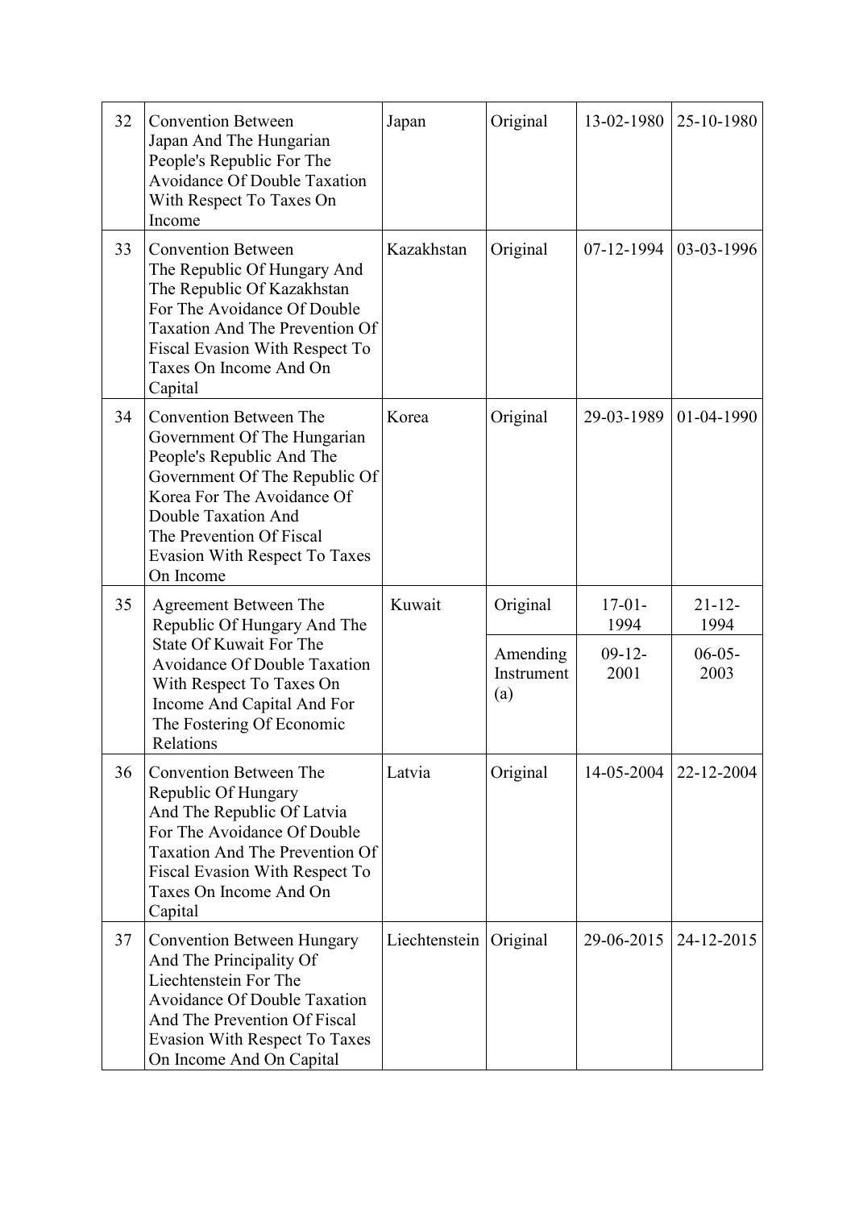| | | | | | |
|---|---|---|---|---|---|
| 32 | Convention Between Japan And The Hungarian People's Republic For The Avoidance Of Double Taxation With Respect To Taxes On Income | Japan | Original | 13-02-1980 | 25-10-1980 |
| 33 | Convention Between The Republic Of Hungary And The Republic Of Kazakhstan For The Avoidance Of Double Taxation And The Prevention Of Fiscal Evasion With Respect To Taxes On Income And On Capital | Kazakhstan | Original | 07-12-1994 | 03-03-1996 |
| 34 | Convention Between The Government Of The Hungarian People's Republic And The Government Of The Republic Of Korea For The Avoidance Of Double Taxation And The Prevention Of Fiscal Evasion With Respect To Taxes On Income | Korea | Original | 29-03-1989 | 01-04-1990 |
| 35 | Agreement Between The Republic Of Hungary And The State Of Kuwait For The Avoidance Of Double Taxation With Respect To Taxes On Income And Capital And For The Fostering Of Economic Relations | Kuwait | Original | 17-01-1994 | 21-12-1994 |
| | | | Amending Instrument (a) | 09-12-2001 | 06-05-2003 |
| 36 | Convention Between The Republic Of Hungary And The Republic Of Latvia For The Avoidance Of Double Taxation And The Prevention Of Fiscal Evasion With Respect To Taxes On Income And On Capital | Latvia | Original | 14-05-2004 | 22-12-2004 |
| 37 | Convention Between Hungary And The Principality Of Liechtenstein For The Avoidance Of Double Taxation And The Prevention Of Fiscal Evasion With Respect To Taxes On Income And On Capital | Liechtenstein | Original | 29-06-2015 | 24-12-2015 |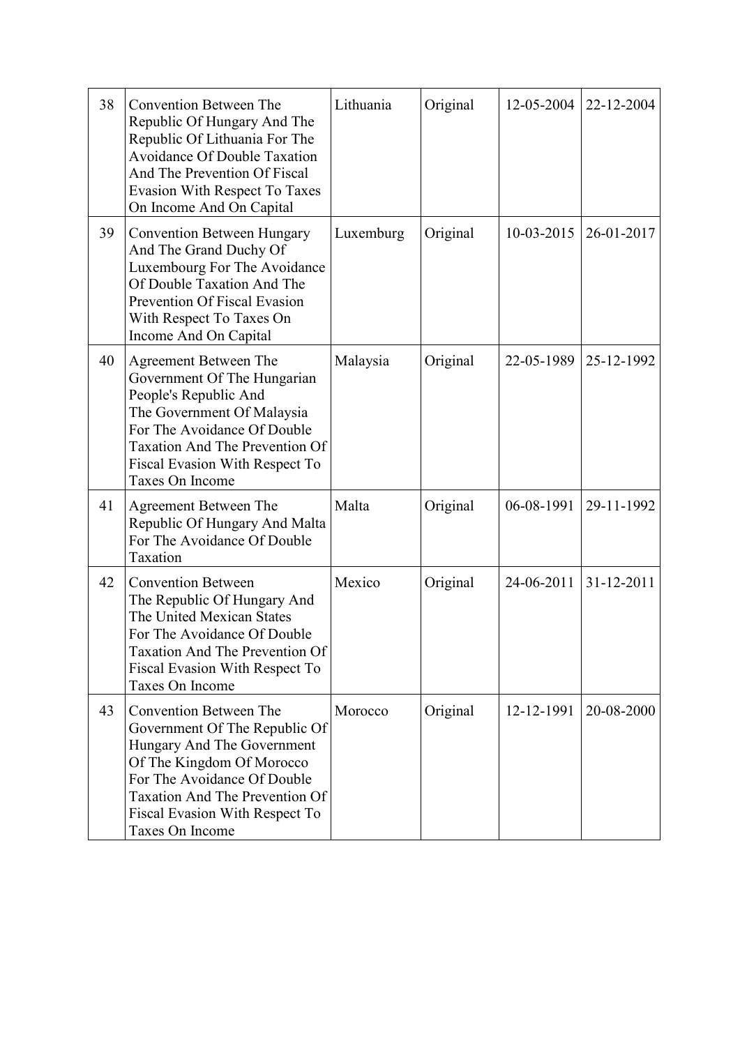| | | | | | |
|---|---|---|---|---|---|
| 38 | Convention Between The Republic Of Hungary And The Republic Of Lithuania For The Avoidance Of Double Taxation And The Prevention Of Fiscal Evasion With Respect To Taxes On Income And On Capital | Lithuania | Original | 12-05-2004 | 22-12-2004 |
| 39 | Convention Between Hungary And The Grand Duchy Of Luxembourg For The Avoidance Of Double Taxation And The Prevention Of Fiscal Evasion With Respect To Taxes On Income And On Capital | Luxemburg | Original | 10-03-2015 | 26-01-2017 |
| 40 | Agreement Between The Government Of The Hungarian People's Republic And The Government Of Malaysia For The Avoidance Of Double Taxation And The Prevention Of Fiscal Evasion With Respect To Taxes On Income | Malaysia | Original | 22-05-1989 | 25-12-1992 |
| 41 | Agreement Between The Republic Of Hungary And Malta For The Avoidance Of Double Taxation | Malta | Original | 06-08-1991 | 29-11-1992 |
| 42 | Convention Between The Republic Of Hungary And The United Mexican States For The Avoidance Of Double Taxation And The Prevention Of Fiscal Evasion With Respect To Taxes On Income | Mexico | Original | 24-06-2011 | 31-12-2011 |
| 43 | Convention Between The Government Of The Republic Of Hungary And The Government Of The Kingdom Of Morocco For The Avoidance Of Double Taxation And The Prevention Of Fiscal Evasion With Respect To Taxes On Income | Morocco | Original | 12-12-1991 | 20-08-2000 |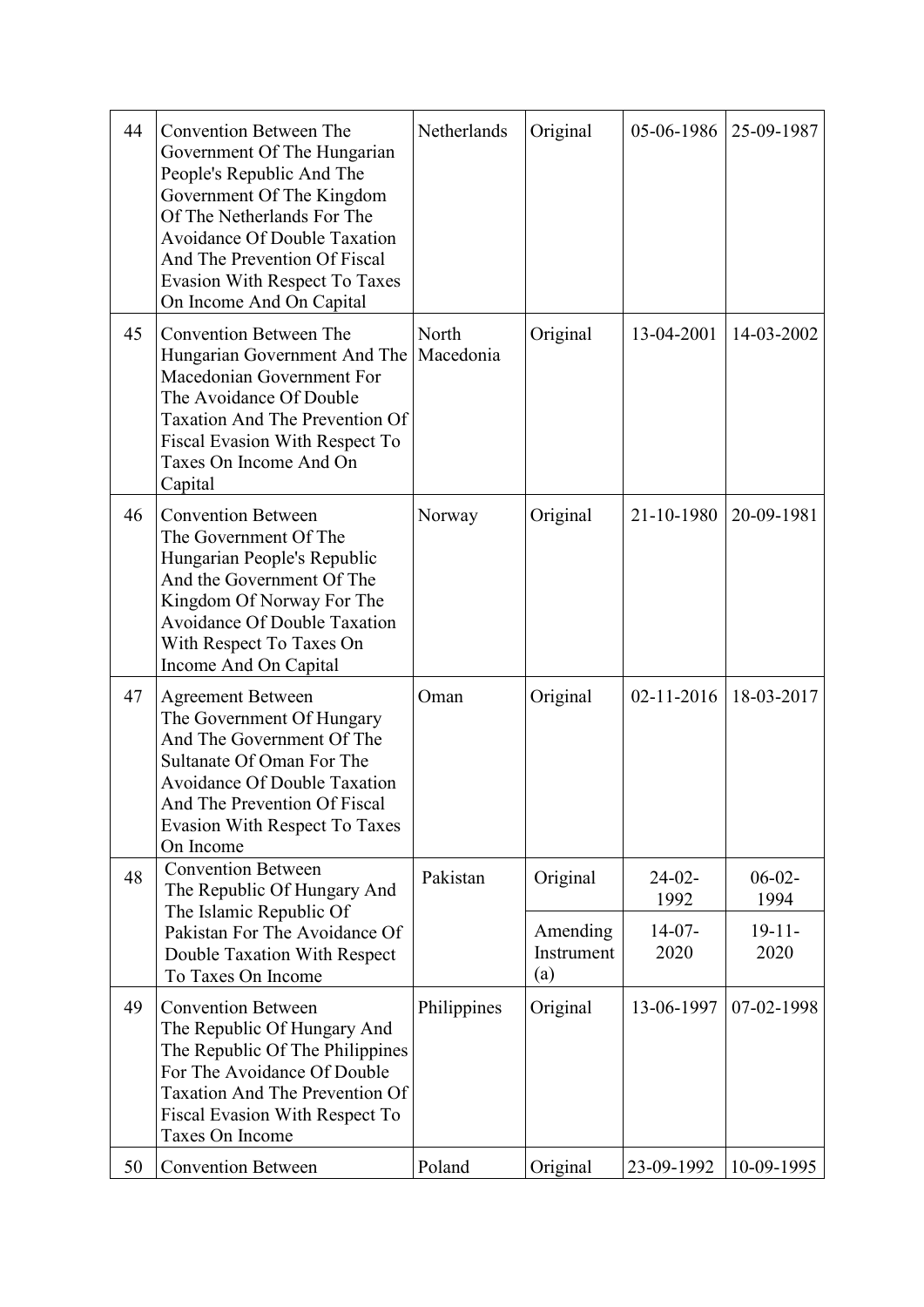| | | | | | |
|---|---|---|---|---|---|
| 44 | Convention Between The Government Of The Hungarian People's Republic And The Government Of The Kingdom Of The Netherlands For The Avoidance Of Double Taxation And The Prevention Of Fiscal Evasion With Respect To Taxes On Income And On Capital | Netherlands | Original | 05-06-1986 | 25-09-1987 |
| 45 | Convention Between The Hungarian Government And The Macedonian Government For The Avoidance Of Double Taxation And The Prevention Of Fiscal Evasion With Respect To Taxes On Income And On Capital | North Macedonia | Original | 13-04-2001 | 14-03-2002 |
| 46 | Convention Between The Government Of The Hungarian People's Republic And the Government Of The Kingdom Of Norway For The Avoidance Of Double Taxation With Respect To Taxes On Income And On Capital | Norway | Original | 21-10-1980 | 20-09-1981 |
| 47 | Agreement Between The Government Of Hungary And The Government Of The Sultanate Of Oman For The Avoidance Of Double Taxation And The Prevention Of Fiscal Evasion With Respect To Taxes On Income | Oman | Original | 02-11-2016 | 18-03-2017 |
| 48 | Convention Between The Republic Of Hungary And The Islamic Republic Of Pakistan For The Avoidance Of Double Taxation With Respect To Taxes On Income | Pakistan | Original | 24-02-1992 | 06-02-1994 |
| | | | Amending Instrument (a) | 14-07-2020 | 19-11-2020 |
| 49 | Convention Between The Republic Of Hungary And The Republic Of The Philippines For The Avoidance Of Double Taxation And The Prevention Of Fiscal Evasion With Respect To Taxes On Income | Philippines | Original | 13-06-1997 | 07-02-1998 |
| 50 | Convention Between | Poland | Original | 23-09-1992 | 10-09-1995 |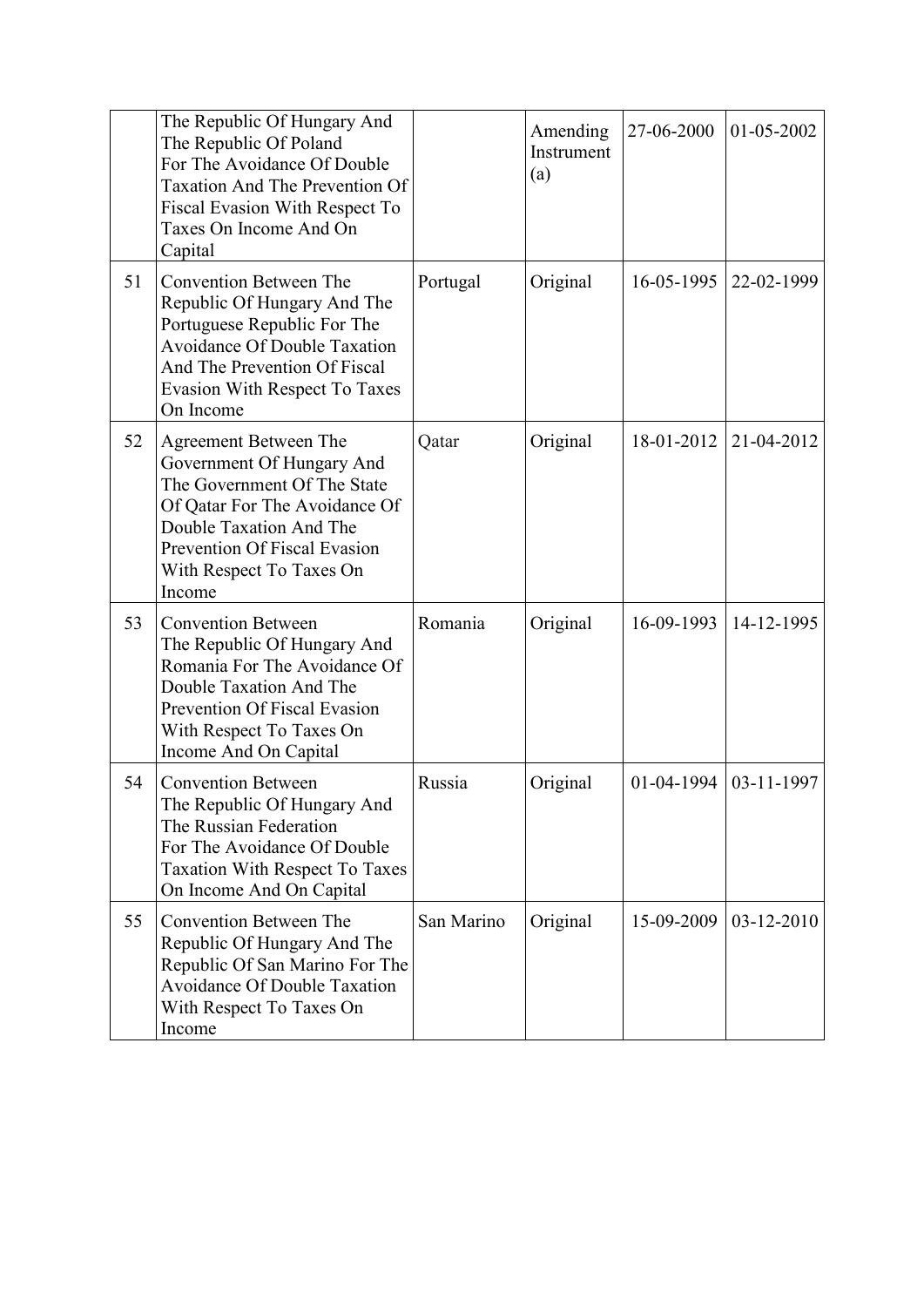| | | | | | |
|---|---|---|---|---|---|
| | The Republic Of Hungary And The Republic Of Poland For The Avoidance Of Double Taxation And The Prevention Of Fiscal Evasion With Respect To Taxes On Income And On Capital | | Amending Instrument (a) | 27-06-2000 | 01-05-2002 |
| 51 | Convention Between The Republic Of Hungary And The Portuguese Republic For The Avoidance Of Double Taxation And The Prevention Of Fiscal Evasion With Respect To Taxes On Income | Portugal | Original | 16-05-1995 | 22-02-1999 |
| 52 | Agreement Between The Government Of Hungary And The Government Of The State Of Qatar For The Avoidance Of Double Taxation And The Prevention Of Fiscal Evasion With Respect To Taxes On Income | Qatar | Original | 18-01-2012 | 21-04-2012 |
| 53 | Convention Between The Republic Of Hungary And Romania For The Avoidance Of Double Taxation And The Prevention Of Fiscal Evasion With Respect To Taxes On Income And On Capital | Romania | Original | 16-09-1993 | 14-12-1995 |
| 54 | Convention Between The Republic Of Hungary And The Russian Federation For The Avoidance Of Double Taxation With Respect To Taxes On Income And On Capital | Russia | Original | 01-04-1994 | 03-11-1997 |
| 55 | Convention Between The Republic Of Hungary And The Republic Of San Marino For The Avoidance Of Double Taxation With Respect To Taxes On Income | San Marino | Original | 15-09-2009 | 03-12-2010 |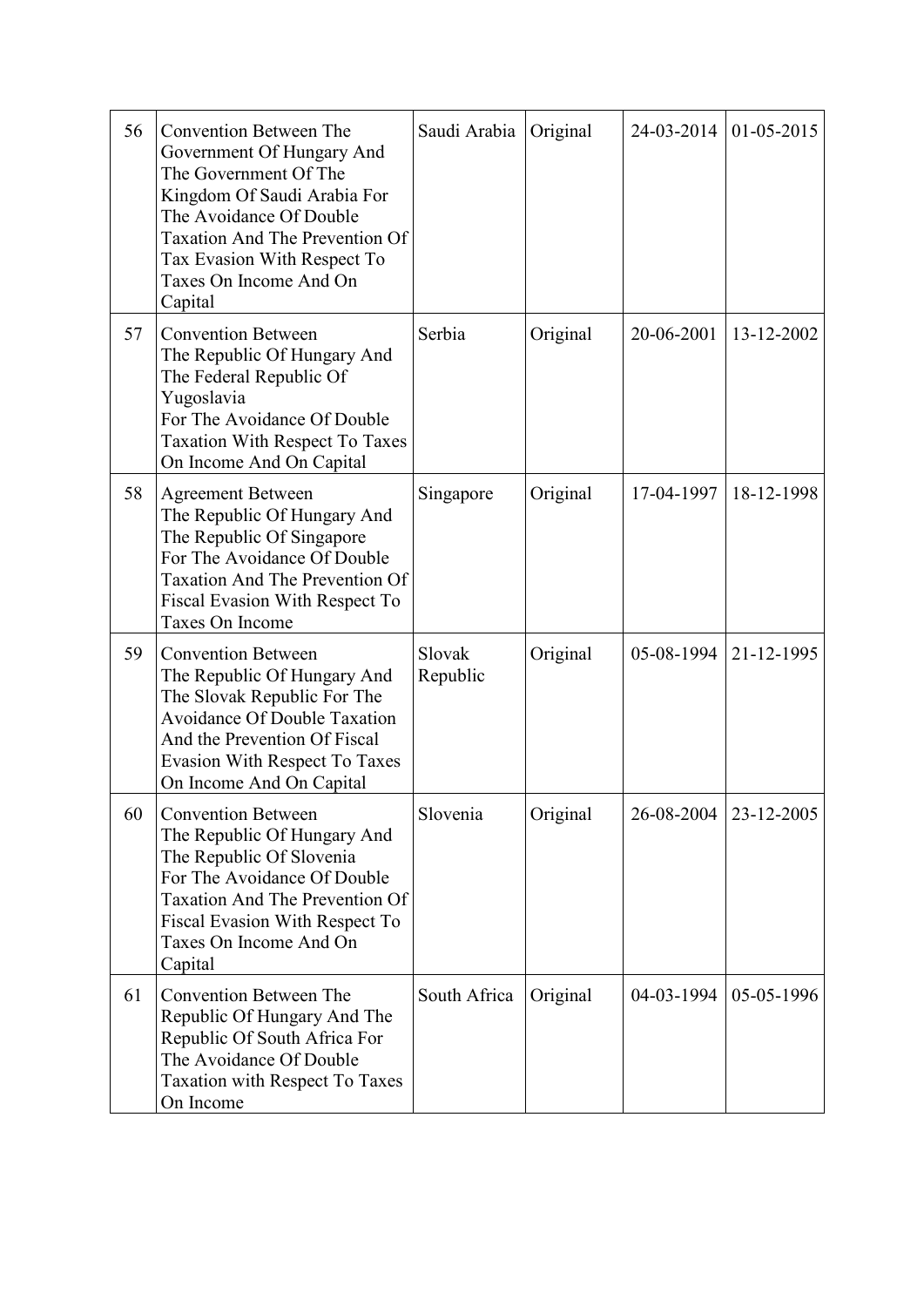| | | | | | |
|---|---|---|---|---|---|
| 56 | Convention Between The Government Of Hungary And The Government Of The Kingdom Of Saudi Arabia For The Avoidance Of Double Taxation And The Prevention Of Tax Evasion With Respect To Taxes On Income And On Capital | Saudi Arabia | Original | 24-03-2014 | 01-05-2015 |
| 57 | Convention Between The Republic Of Hungary And The Federal Republic Of Yugoslavia For The Avoidance Of Double Taxation With Respect To Taxes On Income And On Capital | Serbia | Original | 20-06-2001 | 13-12-2002 |
| 58 | Agreement Between The Republic Of Hungary And The Republic Of Singapore For The Avoidance Of Double Taxation And The Prevention Of Fiscal Evasion With Respect To Taxes On Income | Singapore | Original | 17-04-1997 | 18-12-1998 |
| 59 | Convention Between The Republic Of Hungary And The Slovak Republic For The Avoidance Of Double Taxation And the Prevention Of Fiscal Evasion With Respect To Taxes On Income And On Capital | Slovak Republic | Original | 05-08-1994 | 21-12-1995 |
| 60 | Convention Between The Republic Of Hungary And The Republic Of Slovenia For The Avoidance Of Double Taxation And The Prevention Of Fiscal Evasion With Respect To Taxes On Income And On Capital | Slovenia | Original | 26-08-2004 | 23-12-2005 |
| 61 | Convention Between The Republic Of Hungary And The Republic Of South Africa For The Avoidance Of Double Taxation with Respect To Taxes On Income | South Africa | Original | 04-03-1994 | 05-05-1996 |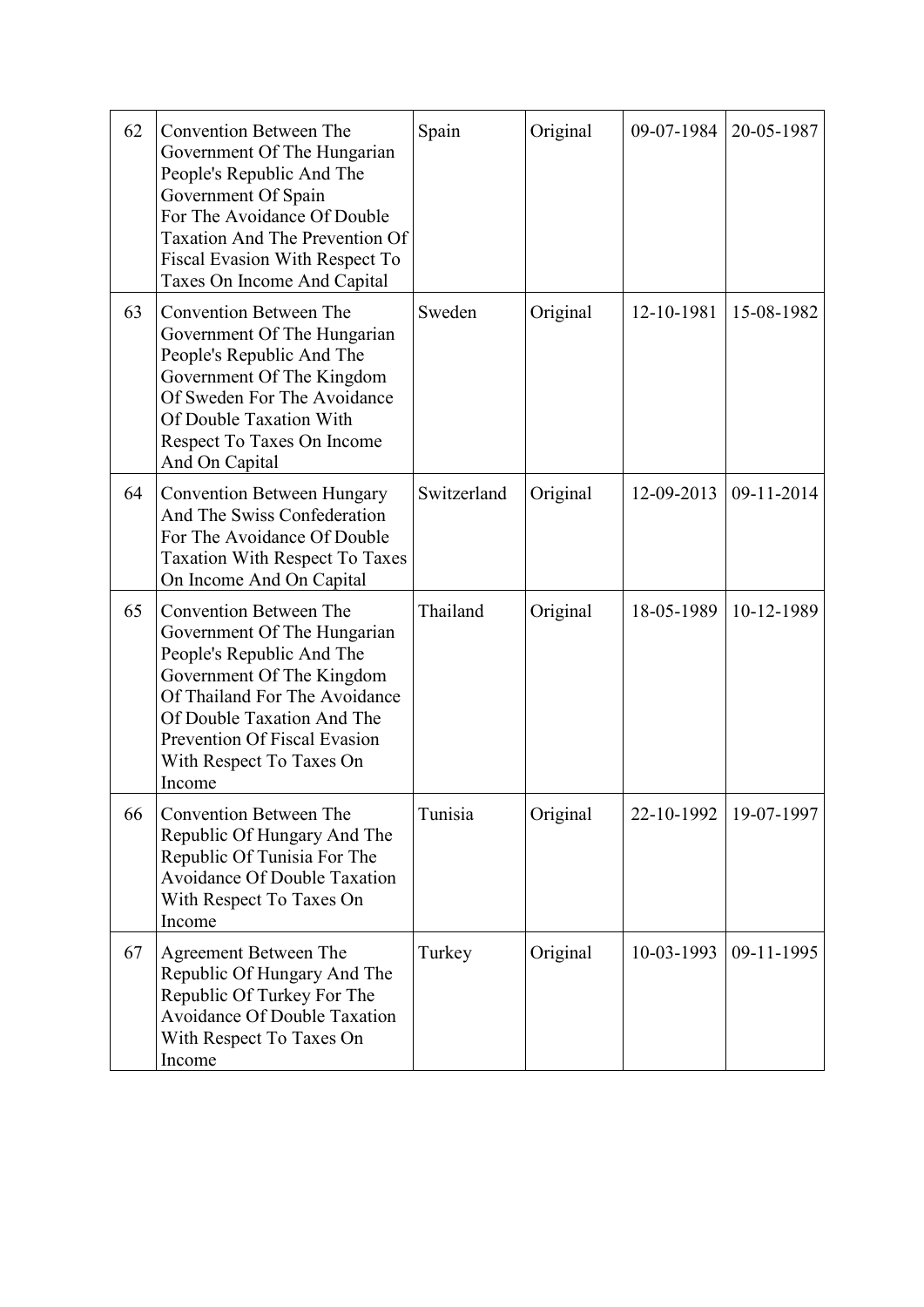| | | | | | |
|---|---|---|---|---|---|
| 62 | Convention Between The Government Of The Hungarian People's Republic And The Government Of Spain For The Avoidance Of Double Taxation And The Prevention Of Fiscal Evasion With Respect To Taxes On Income And Capital | Spain | Original | 09-07-1984 | 20-05-1987 |
| 63 | Convention Between The Government Of The Hungarian People's Republic And The Government Of The Kingdom Of Sweden For The Avoidance Of Double Taxation With Respect To Taxes On Income And On Capital | Sweden | Original | 12-10-1981 | 15-08-1982 |
| 64 | Convention Between Hungary And The Swiss Confederation For The Avoidance Of Double Taxation With Respect To Taxes On Income And On Capital | Switzerland | Original | 12-09-2013 | 09-11-2014 |
| 65 | Convention Between The Government Of The Hungarian People's Republic And The Government Of The Kingdom Of Thailand For The Avoidance Of Double Taxation And The Prevention Of Fiscal Evasion With Respect To Taxes On Income | Thailand | Original | 18-05-1989 | 10-12-1989 |
| 66 | Convention Between The Republic Of Hungary And The Republic Of Tunisia For The Avoidance Of Double Taxation With Respect To Taxes On Income | Tunisia | Original | 22-10-1992 | 19-07-1997 |
| 67 | Agreement Between The Republic Of Hungary And The Republic Of Turkey For The Avoidance Of Double Taxation With Respect To Taxes On Income | Turkey | Original | 10-03-1993 | 09-11-1995 |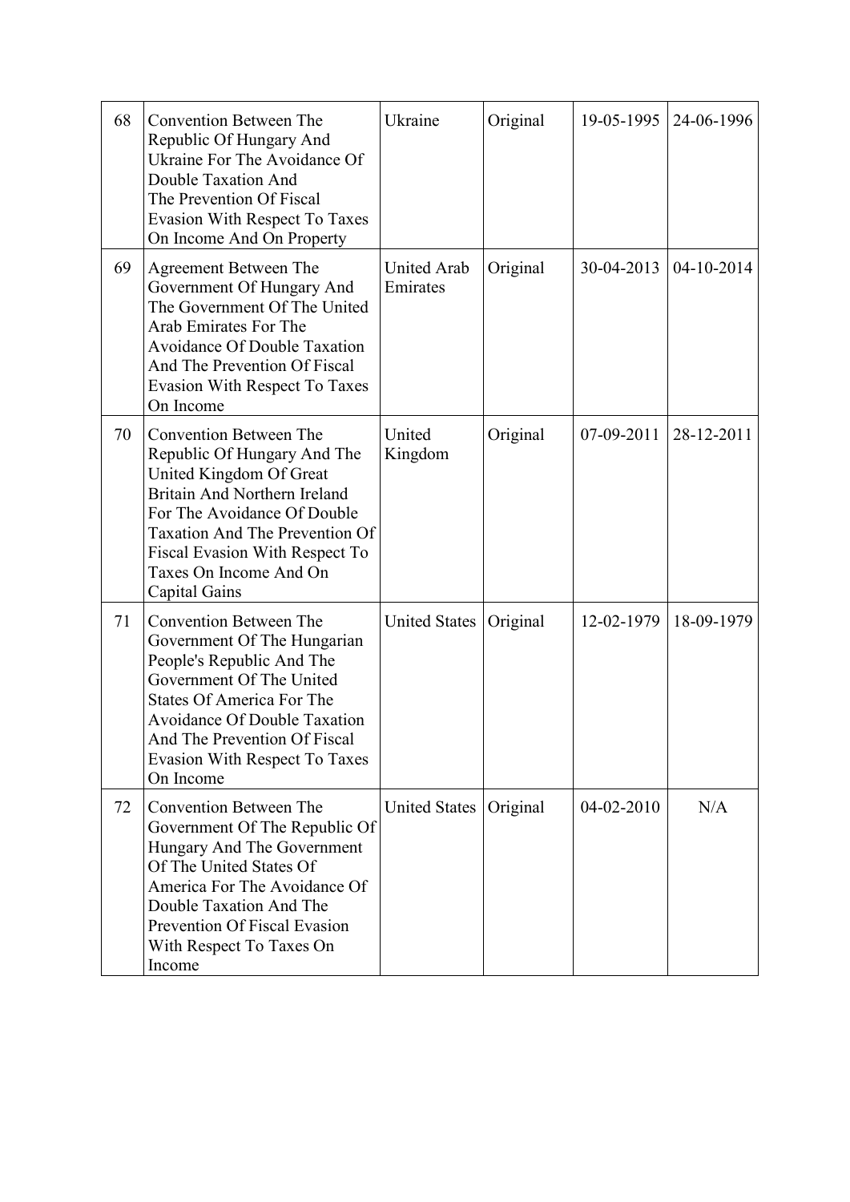| | | | | | |
|---|---|---|---|---|---|
| 68 | Convention Between The Republic Of Hungary And Ukraine For The Avoidance Of Double Taxation And The Prevention Of Fiscal Evasion With Respect To Taxes On Income And On Property | Ukraine | Original | 19-05-1995 | 24-06-1996 |
| 69 | Agreement Between The Government Of Hungary And The Government Of The United Arab Emirates For The Avoidance Of Double Taxation And The Prevention Of Fiscal Evasion With Respect To Taxes On Income | United Arab Emirates | Original | 30-04-2013 | 04-10-2014 |
| 70 | Convention Between The Republic Of Hungary And The United Kingdom Of Great Britain And Northern Ireland For The Avoidance Of Double Taxation And The Prevention Of Fiscal Evasion With Respect To Taxes On Income And On Capital Gains | United Kingdom | Original | 07-09-2011 | 28-12-2011 |
| 71 | Convention Between The Government Of The Hungarian People's Republic And The Government Of The United States Of America For The Avoidance Of Double Taxation And The Prevention Of Fiscal Evasion With Respect To Taxes On Income | United States | Original | 12-02-1979 | 18-09-1979 |
| 72 | Convention Between The Government Of The Republic Of Hungary And The Government Of The United States Of America For The Avoidance Of Double Taxation And The Prevention Of Fiscal Evasion With Respect To Taxes On Income | United States | Original | 04-02-2010 | N/A |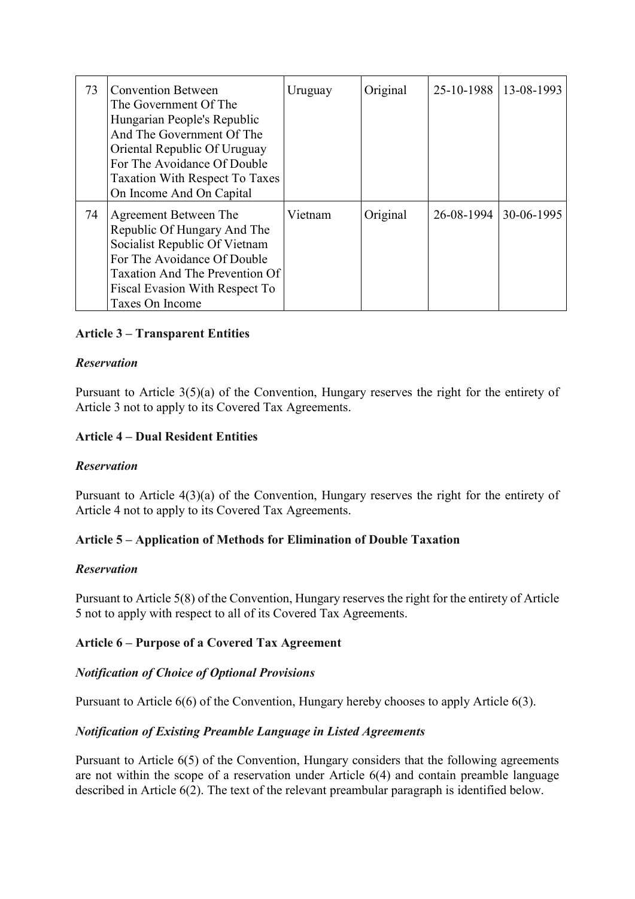| | | | | | |
|---|---|---|---|---|---|
| 73 | Convention Between The Government Of The Hungarian People's Republic And The Government Of The Oriental Republic Of Uruguay For The Avoidance Of Double Taxation With Respect To Taxes On Income And On Capital | Uruguay | Original | 25-10-1988 | 13-08-1993 |
| 74 | Agreement Between The Republic Of Hungary And The Socialist Republic Of Vietnam For The Avoidance Of Double Taxation And The Prevention Of Fiscal Evasion With Respect To Taxes On Income | Vietnam | Original | 26-08-1994 | 30-06-1995 |

**Article 3 – Transparent Entities**

***Reservation***

Pursuant to Article 3(5)(a) of the Convention, Hungary reserves the right for the entirety of Article 3 not to apply to its Covered Tax Agreements.

**Article 4 – Dual Resident Entities**

***Reservation***

Pursuant to Article 4(3)(a) of the Convention, Hungary reserves the right for the entirety of Article 4 not to apply to its Covered Tax Agreements.

**Article 5 – Application of Methods for Elimination of Double Taxation**

***Reservation***

Pursuant to Article 5(8) of the Convention, Hungary reserves the right for the entirety of Article 5 not to apply with respect to all of its Covered Tax Agreements.

**Article 6 – Purpose of a Covered Tax Agreement**

***Notification of Choice of Optional Provisions***

Pursuant to Article 6(6) of the Convention, Hungary hereby chooses to apply Article 6(3).

***Notification of Existing Preamble Language in Listed Agreements***

Pursuant to Article 6(5) of the Convention, Hungary considers that the following agreements are not within the scope of a reservation under Article 6(4) and contain preamble language described in Article 6(2). The text of the relevant preambular paragraph is identified below.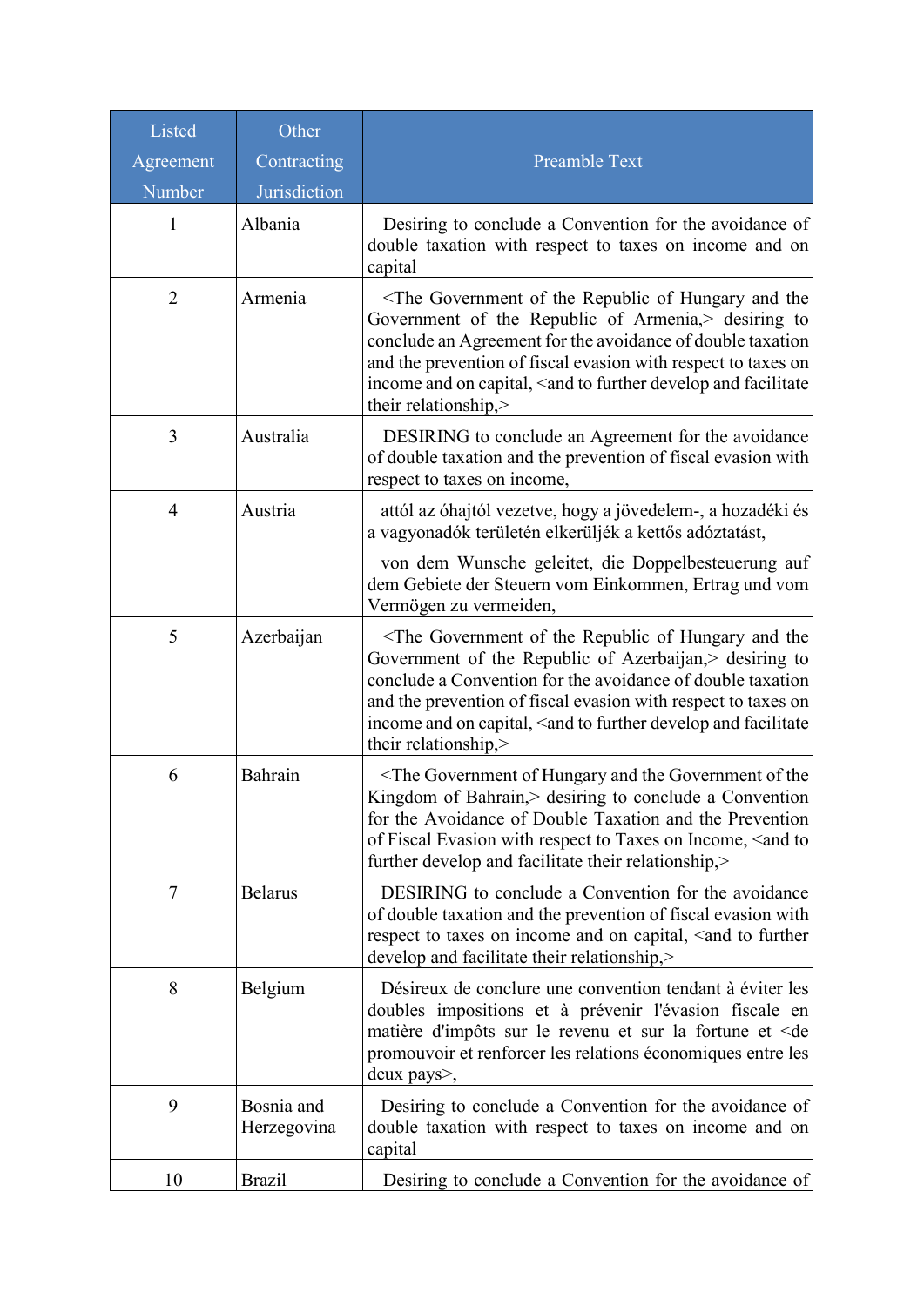| Listed Agreement Number | Other Contracting Jurisdiction | Preamble Text |
|---|---|---|
| 1 | Albania | Desiring to conclude a Convention for the avoidance of double taxation with respect to taxes on income and on capital |
| 2 | Armenia | <The Government of the Republic of Hungary and the Government of the Republic of Armenia,> desiring to conclude an Agreement for the avoidance of double taxation and the prevention of fiscal evasion with respect to taxes on income and on capital, <and to further develop and facilitate their relationship,> |
| 3 | Australia | DESIRING to conclude an Agreement for the avoidance of double taxation and the prevention of fiscal evasion with respect to taxes on income, |
| 4 | Austria | attól az óhajtól vezetve, hogy a jövedelem-, a hozadéki és a vagyonadók területén elkerüljék a kettős adóztatást,<br><br>von dem Wunsche geleitet, die Doppelbesteuerung auf dem Gebiete der Steuern vom Einkommen, Ertrag und vom Vermögen zu vermeiden, |
| 5 | Azerbaijan | <The Government of the Republic of Hungary and the Government of the Republic of Azerbaijan,> desiring to conclude a Convention for the avoidance of double taxation and the prevention of fiscal evasion with respect to taxes on income and on capital, <and to further develop and facilitate their relationship,> |
| 6 | Bahrain | <The Government of Hungary and the Government of the Kingdom of Bahrain,> desiring to conclude a Convention for the Avoidance of Double Taxation and the Prevention of Fiscal Evasion with respect to Taxes on Income, <and to further develop and facilitate their relationship,> |
| 7 | Belarus | DESIRING to conclude a Convention for the avoidance of double taxation and the prevention of fiscal evasion with respect to taxes on income and on capital, <and to further develop and facilitate their relationship,> |
| 8 | Belgium | Désireux de conclure une convention tendant à éviter les doubles impositions et à prévenir l'évasion fiscale en matière d'impôts sur le revenu et sur la fortune et <de promouvoir et renforcer les relations économiques entre les deux pays>, |
| 9 | Bosnia and Herzegovina | Desiring to conclude a Convention for the avoidance of double taxation with respect to taxes on income and on capital |
| 10 | Brazil | Desiring to conclude a Convention for the avoidance of |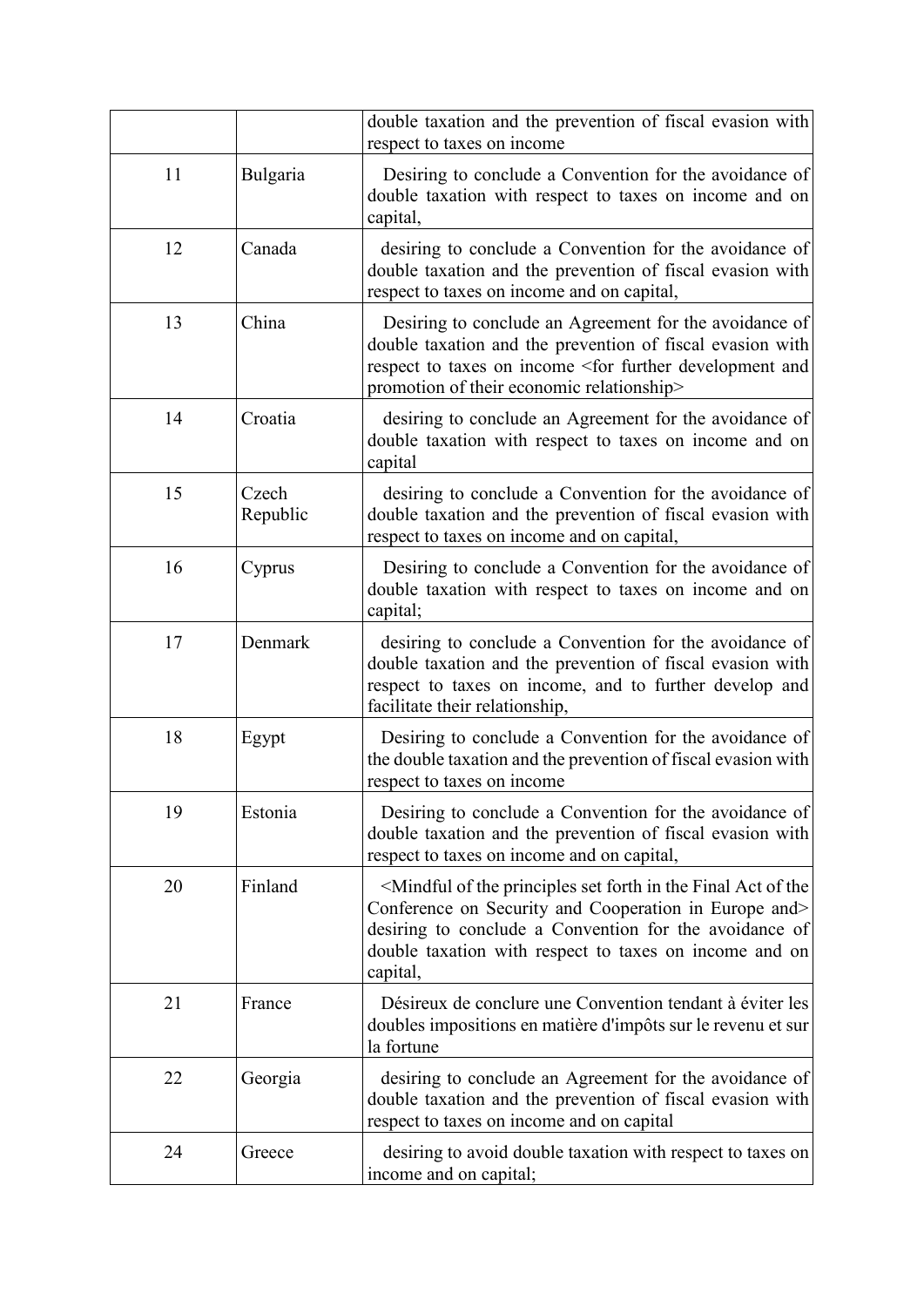| | | |
|---|---|---|
| | | double taxation and the prevention of fiscal evasion with respect to taxes on income |
| 11 | Bulgaria | Desiring to conclude a Convention for the avoidance of double taxation with respect to taxes on income and on capital, |
| 12 | Canada | desiring to conclude a Convention for the avoidance of double taxation and the prevention of fiscal evasion with respect to taxes on income and on capital, |
| 13 | China | Desiring to conclude an Agreement for the avoidance of double taxation and the prevention of fiscal evasion with respect to taxes on income <for further development and promotion of their economic relationship> |
| 14 | Croatia | desiring to conclude an Agreement for the avoidance of double taxation with respect to taxes on income and on capital |
| 15 | Czech Republic | desiring to conclude a Convention for the avoidance of double taxation and the prevention of fiscal evasion with respect to taxes on income and on capital, |
| 16 | Cyprus | Desiring to conclude a Convention for the avoidance of double taxation with respect to taxes on income and on capital; |
| 17 | Denmark | desiring to conclude a Convention for the avoidance of double taxation and the prevention of fiscal evasion with respect to taxes on income, and to further develop and facilitate their relationship, |
| 18 | Egypt | Desiring to conclude a Convention for the avoidance of the double taxation and the prevention of fiscal evasion with respect to taxes on income |
| 19 | Estonia | Desiring to conclude a Convention for the avoidance of double taxation and the prevention of fiscal evasion with respect to taxes on income and on capital, |
| 20 | Finland | <Mindful of the principles set forth in the Final Act of the Conference on Security and Cooperation in Europe and> desiring to conclude a Convention for the avoidance of double taxation with respect to taxes on income and on capital, |
| 21 | France | Désireux de conclure une Convention tendant à éviter les doubles impositions en matière d'impôts sur le revenu et sur la fortune |
| 22 | Georgia | desiring to conclude an Agreement for the avoidance of double taxation and the prevention of fiscal evasion with respect to taxes on income and on capital |
| 24 | Greece | desiring to avoid double taxation with respect to taxes on income and on capital; |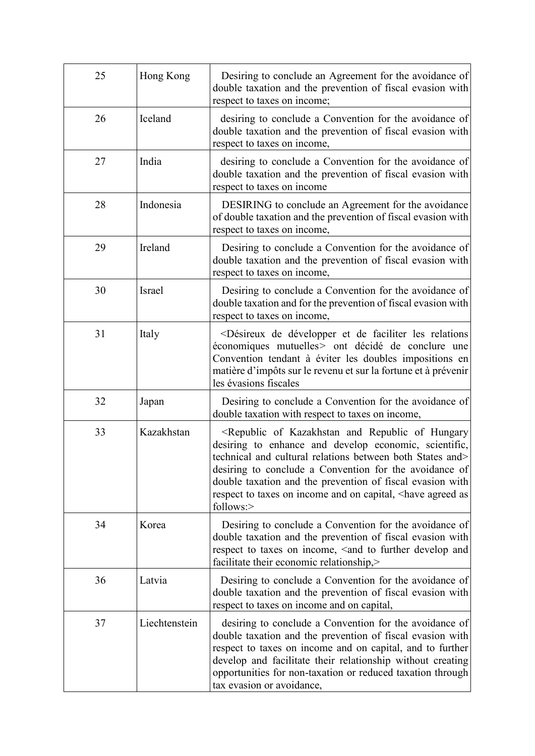| | | |
|---|---|---|
| 25 | Hong Kong | Desiring to conclude an Agreement for the avoidance of double taxation and the prevention of fiscal evasion with respect to taxes on income; |
| 26 | Iceland | desiring to conclude a Convention for the avoidance of double taxation and the prevention of fiscal evasion with respect to taxes on income, |
| 27 | India | desiring to conclude a Convention for the avoidance of double taxation and the prevention of fiscal evasion with respect to taxes on income |
| 28 | Indonesia | DESIRING to conclude an Agreement for the avoidance of double taxation and the prevention of fiscal evasion with respect to taxes on income, |
| 29 | Ireland | Desiring to conclude a Convention for the avoidance of double taxation and the prevention of fiscal evasion with respect to taxes on income, |
| 30 | Israel | Desiring to conclude a Convention for the avoidance of double taxation and for the prevention of fiscal evasion with respect to taxes on income, |
| 31 | Italy | <Désireux de développer et de faciliter les relations économiques mutuelles> ont décidé de conclure une Convention tendant à éviter les doubles impositions en matière d'impôts sur le revenu et sur la fortune et à prévenir les évasions fiscales |
| 32 | Japan | Desiring to conclude a Convention for the avoidance of double taxation with respect to taxes on income, |
| 33 | Kazakhstan | <Republic of Kazakhstan and Republic of Hungary desiring to enhance and develop economic, scientific, technical and cultural relations between both States and> desiring to conclude a Convention for the avoidance of double taxation and the prevention of fiscal evasion with respect to taxes on income and on capital, <have agreed as follows:> |
| 34 | Korea | Desiring to conclude a Convention for the avoidance of double taxation and the prevention of fiscal evasion with respect to taxes on income, <and to further develop and facilitate their economic relationship,> |
| 36 | Latvia | Desiring to conclude a Convention for the avoidance of double taxation and the prevention of fiscal evasion with respect to taxes on income and on capital, |
| 37 | Liechtenstein | desiring to conclude a Convention for the avoidance of double taxation and the prevention of fiscal evasion with respect to taxes on income and on capital, and to further develop and facilitate their relationship without creating opportunities for non-taxation or reduced taxation through tax evasion or avoidance, |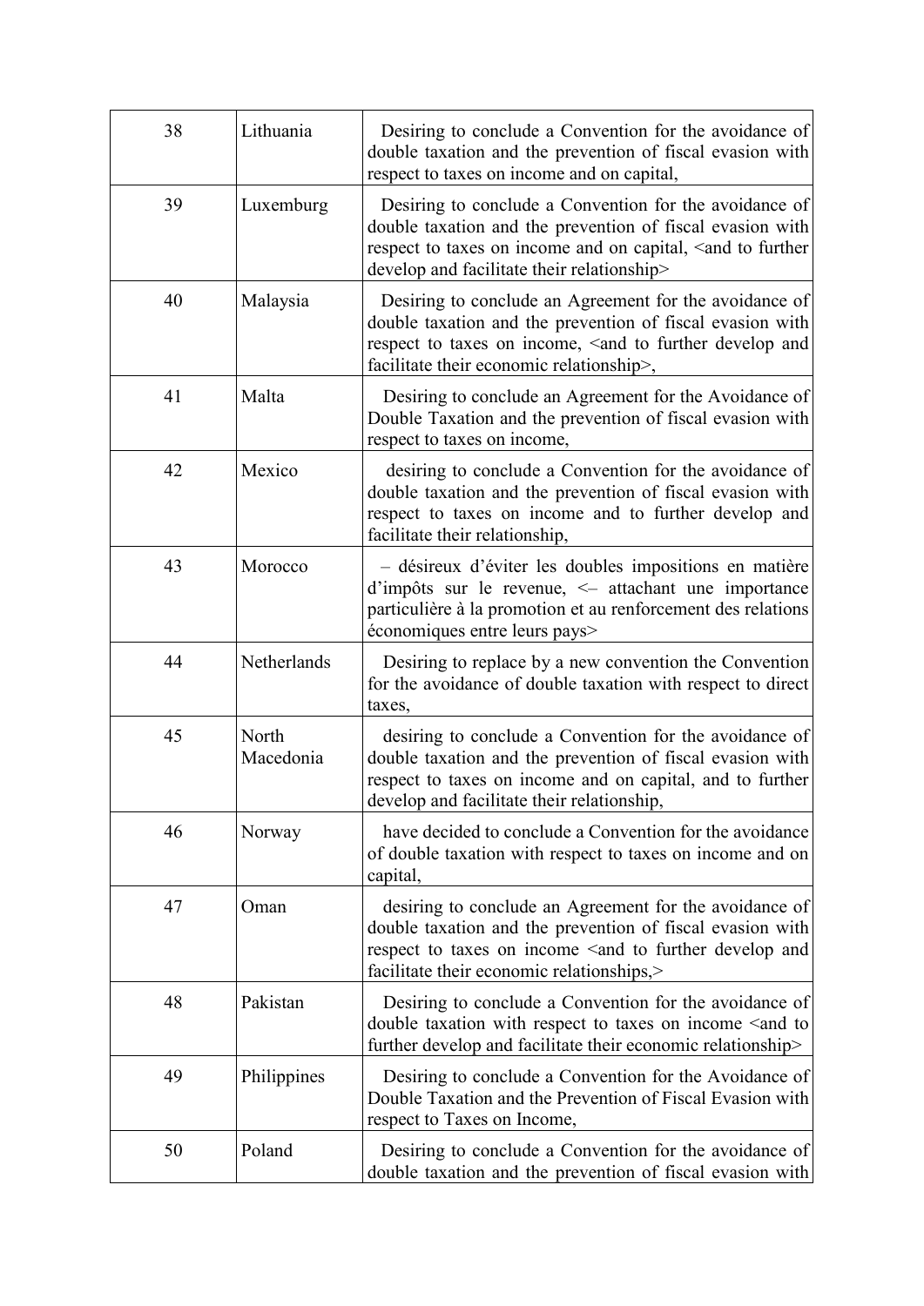| | | |
|---|---|---|
| 38 | Lithuania | Desiring to conclude a Convention for the avoidance of double taxation and the prevention of fiscal evasion with respect to taxes on income and on capital, |
| 39 | Luxemburg | Desiring to conclude a Convention for the avoidance of double taxation and the prevention of fiscal evasion with respect to taxes on income and on capital, <and to further develop and facilitate their relationship> |
| 40 | Malaysia | Desiring to conclude an Agreement for the avoidance of double taxation and the prevention of fiscal evasion with respect to taxes on income, <and to further develop and facilitate their economic relationship>, |
| 41 | Malta | Desiring to conclude an Agreement for the Avoidance of Double Taxation and the prevention of fiscal evasion with respect to taxes on income, |
| 42 | Mexico | desiring to conclude a Convention for the avoidance of double taxation and the prevention of fiscal evasion with respect to taxes on income and to further develop and facilitate their relationship, |
| 43 | Morocco | – désireux d'éviter les doubles impositions en matière d'impôts sur le revenue, <– attachant une importance particulière à la promotion et au renforcement des relations économiques entre leurs pays> |
| 44 | Netherlands | Desiring to replace by a new convention the Convention for the avoidance of double taxation with respect to direct taxes, |
| 45 | North Macedonia | desiring to conclude a Convention for the avoidance of double taxation and the prevention of fiscal evasion with respect to taxes on income and on capital, and to further develop and facilitate their relationship, |
| 46 | Norway | have decided to conclude a Convention for the avoidance of double taxation with respect to taxes on income and on capital, |
| 47 | Oman | desiring to conclude an Agreement for the avoidance of double taxation and the prevention of fiscal evasion with respect to taxes on income <and to further develop and facilitate their economic relationships,> |
| 48 | Pakistan | Desiring to conclude a Convention for the avoidance of double taxation with respect to taxes on income <and to further develop and facilitate their economic relationship> |
| 49 | Philippines | Desiring to conclude a Convention for the Avoidance of Double Taxation and the Prevention of Fiscal Evasion with respect to Taxes on Income, |
| 50 | Poland | Desiring to conclude a Convention for the avoidance of double taxation and the prevention of fiscal evasion with |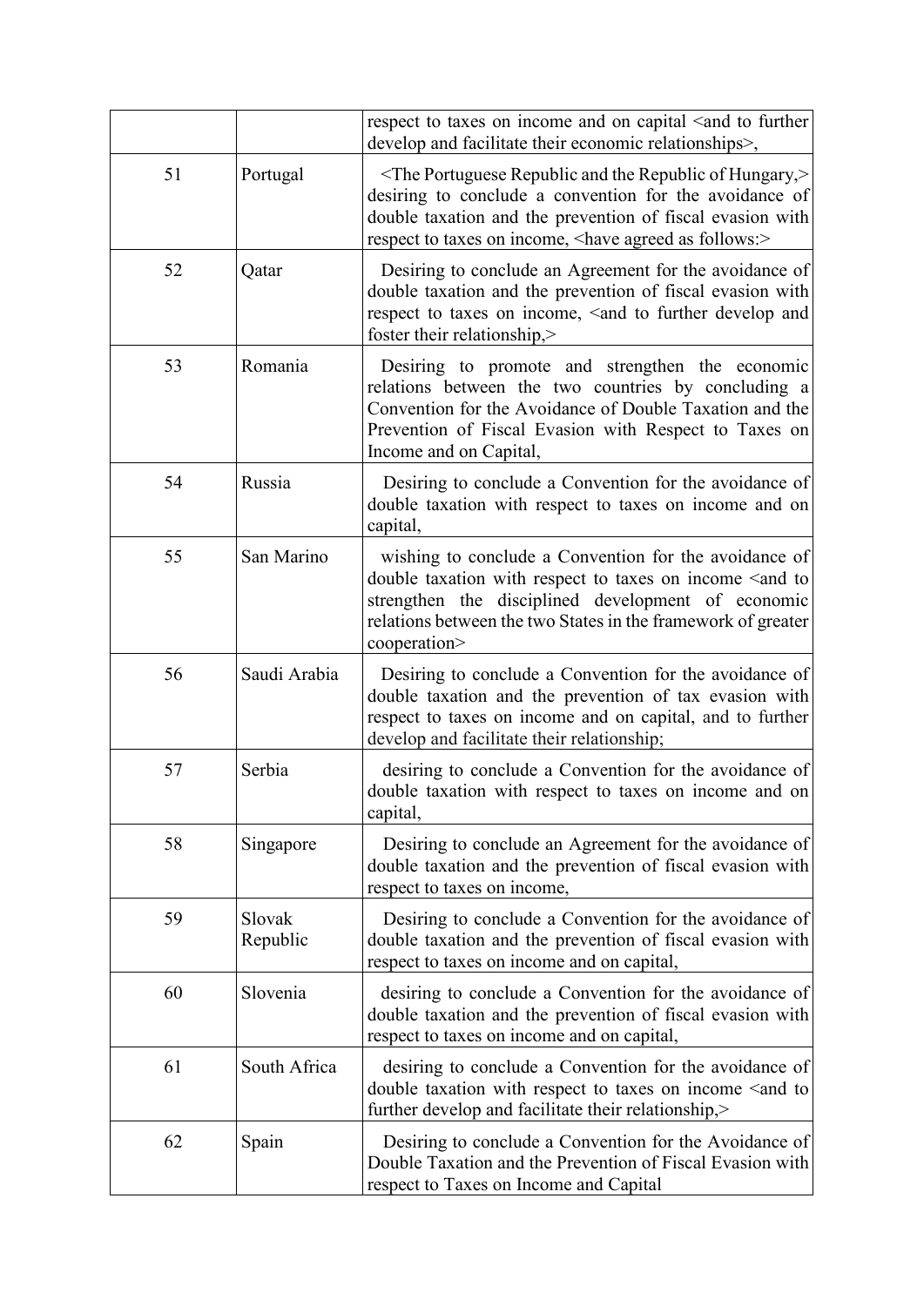| | | |
|---|---|---|
| | | respect to taxes on income and on capital <and to further develop and facilitate their economic relationships>, |
| 51 | Portugal | <The Portuguese Republic and the Republic of Hungary,> desiring to conclude a convention for the avoidance of double taxation and the prevention of fiscal evasion with respect to taxes on income, <have agreed as follows:> |
| 52 | Qatar | Desiring to conclude an Agreement for the avoidance of double taxation and the prevention of fiscal evasion with respect to taxes on income, <and to further develop and foster their relationship,> |
| 53 | Romania | Desiring to promote and strengthen the economic relations between the two countries by concluding a Convention for the Avoidance of Double Taxation and the Prevention of Fiscal Evasion with Respect to Taxes on Income and on Capital, |
| 54 | Russia | Desiring to conclude a Convention for the avoidance of double taxation with respect to taxes on income and on capital, |
| 55 | San Marino | wishing to conclude a Convention for the avoidance of double taxation with respect to taxes on income <and to strengthen the disciplined development of economic relations between the two States in the framework of greater cooperation> |
| 56 | Saudi Arabia | Desiring to conclude a Convention for the avoidance of double taxation and the prevention of tax evasion with respect to taxes on income and on capital, and to further develop and facilitate their relationship; |
| 57 | Serbia | desiring to conclude a Convention for the avoidance of double taxation with respect to taxes on income and on capital, |
| 58 | Singapore | Desiring to conclude an Agreement for the avoidance of double taxation and the prevention of fiscal evasion with respect to taxes on income, |
| 59 | Slovak Republic | Desiring to conclude a Convention for the avoidance of double taxation and the prevention of fiscal evasion with respect to taxes on income and on capital, |
| 60 | Slovenia | desiring to conclude a Convention for the avoidance of double taxation and the prevention of fiscal evasion with respect to taxes on income and on capital, |
| 61 | South Africa | desiring to conclude a Convention for the avoidance of double taxation with respect to taxes on income <and to further develop and facilitate their relationship,> |
| 62 | Spain | Desiring to conclude a Convention for the Avoidance of Double Taxation and the Prevention of Fiscal Evasion with respect to Taxes on Income and Capital |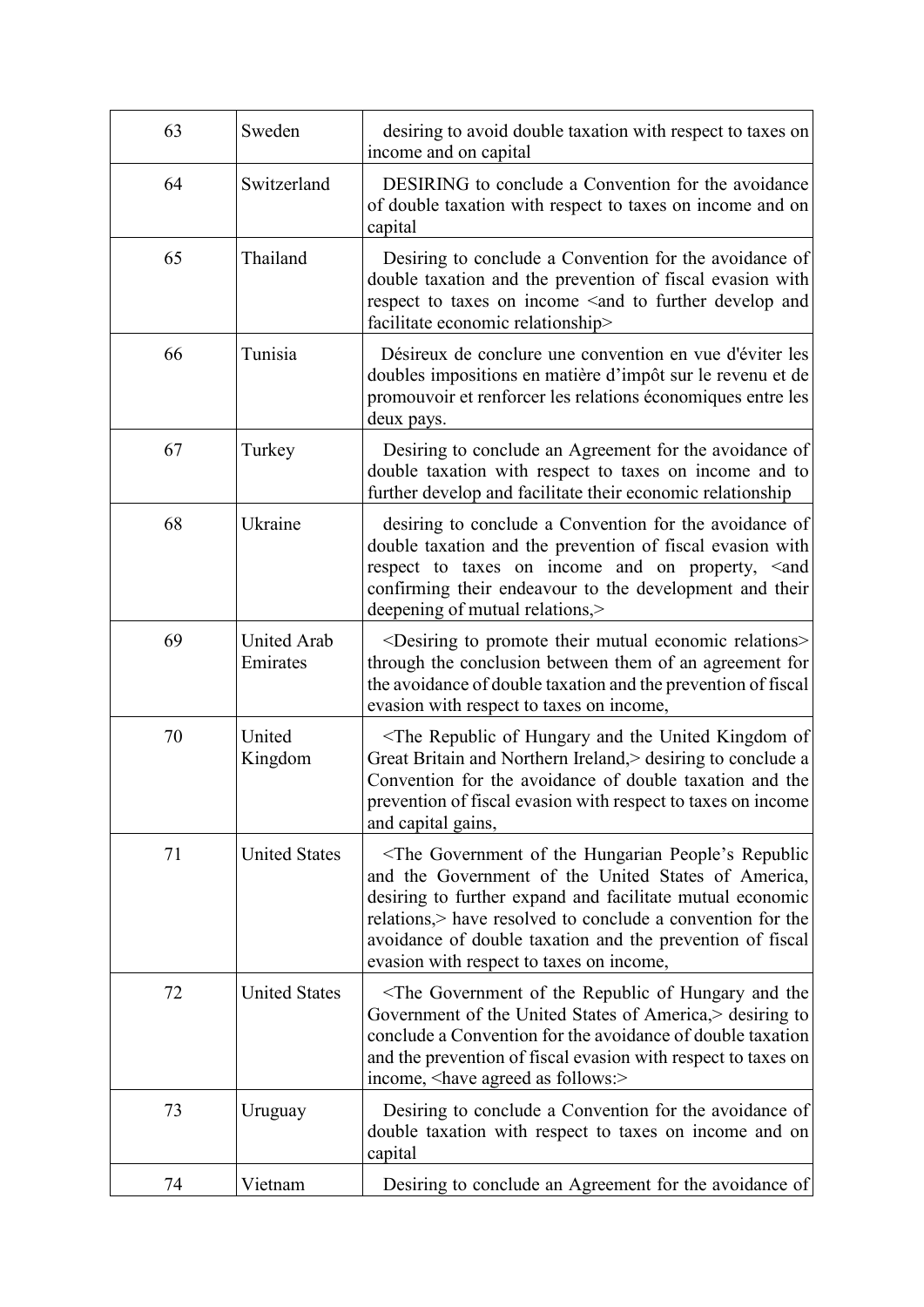| 63 | Sweden | desiring to avoid double taxation with respect to taxes on income and on capital |
|---|---|---|
| 64 | Switzerland | DESIRING to conclude a Convention for the avoidance of double taxation with respect to taxes on income and on capital |
| 65 | Thailand | Desiring to conclude a Convention for the avoidance of double taxation and the prevention of fiscal evasion with respect to taxes on income <and to further develop and facilitate economic relationship> |
| 66 | Tunisia | Désireux de conclure une convention en vue d'éviter les doubles impositions en matière d'impôt sur le revenu et de promouvoir et renforcer les relations économiques entre les deux pays. |
| 67 | Turkey | Desiring to conclude an Agreement for the avoidance of double taxation with respect to taxes on income and to further develop and facilitate their economic relationship |
| 68 | Ukraine | desiring to conclude a Convention for the avoidance of double taxation and the prevention of fiscal evasion with respect to taxes on income and on property, <and confirming their endeavour to the development and their deepening of mutual relations,> |
| 69 | United Arab Emirates | <Desiring to promote their mutual economic relations> through the conclusion between them of an agreement for the avoidance of double taxation and the prevention of fiscal evasion with respect to taxes on income, |
| 70 | United Kingdom | <The Republic of Hungary and the United Kingdom of Great Britain and Northern Ireland,> desiring to conclude a Convention for the avoidance of double taxation and the prevention of fiscal evasion with respect to taxes on income and capital gains, |
| 71 | United States | <The Government of the Hungarian People's Republic and the Government of the United States of America, desiring to further expand and facilitate mutual economic relations,> have resolved to conclude a convention for the avoidance of double taxation and the prevention of fiscal evasion with respect to taxes on income, |
| 72 | United States | <The Government of the Republic of Hungary and the Government of the United States of America,> desiring to conclude a Convention for the avoidance of double taxation and the prevention of fiscal evasion with respect to taxes on income, <have agreed as follows:> |
| 73 | Uruguay | Desiring to conclude a Convention for the avoidance of double taxation with respect to taxes on income and on capital |
| 74 | Vietnam | Desiring to conclude an Agreement for the avoidance of |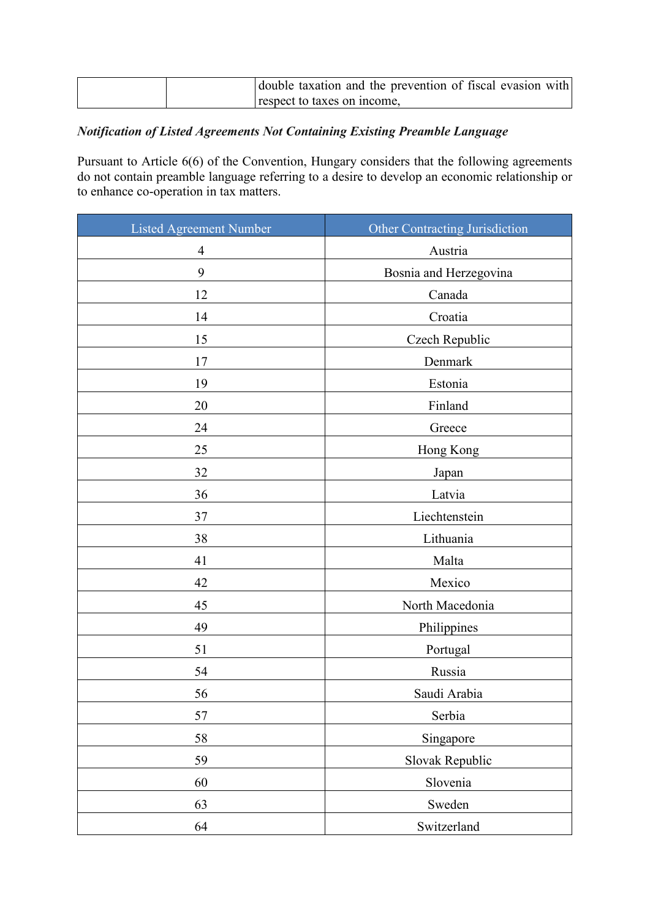| | | double taxation and the prevention of fiscal evasion with respect to taxes on income, |
|---|---|---|

***Notification of Listed Agreements Not Containing Existing Preamble Language***

Pursuant to Article 6(6) of the Convention, Hungary considers that the following agreements do not contain preamble language referring to a desire to develop an economic relationship or to enhance co-operation in tax matters.

| Listed Agreement Number | Other Contracting Jurisdiction |
|---|---|
| 4 | Austria |
| 9 | Bosnia and Herzegovina |
| 12 | Canada |
| 14 | Croatia |
| 15 | Czech Republic |
| 17 | Denmark |
| 19 | Estonia |
| 20 | Finland |
| 24 | Greece |
| 25 | Hong Kong |
| 32 | Japan |
| 36 | Latvia |
| 37 | Liechtenstein |
| 38 | Lithuania |
| 41 | Malta |
| 42 | Mexico |
| 45 | North Macedonia |
| 49 | Philippines |
| 51 | Portugal |
| 54 | Russia |
| 56 | Saudi Arabia |
| 57 | Serbia |
| 58 | Singapore |
| 59 | Slovak Republic |
| 60 | Slovenia |
| 63 | Sweden |
| 64 | Switzerland |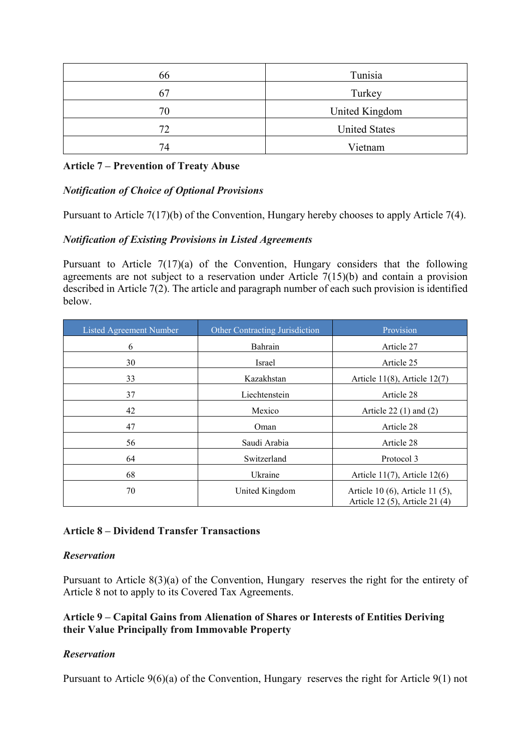| 66 | Tunisia |
|---|---|
| 67 | Turkey |
| 70 | United Kingdom |
| 72 | United States |
| 74 | Vietnam |

**Article 7 – Prevention of Treaty Abuse**

***Notification of Choice of Optional Provisions***

Pursuant to Article 7(17)(b) of the Convention, Hungary hereby chooses to apply Article 7(4).

***Notification of Existing Provisions in Listed Agreements***

Pursuant to Article 7(17)(a) of the Convention, Hungary considers that the following agreements are not subject to a reservation under Article 7(15)(b) and contain a provision described in Article 7(2). The article and paragraph number of each such provision is identified below.

| Listed Agreement Number | Other Contracting Jurisdiction | Provision |
|---|---|---|
| 6 | Bahrain | Article 27 |
| 30 | Israel | Article 25 |
| 33 | Kazakhstan | Article 11(8), Article 12(7) |
| 37 | Liechtenstein | Article 28 |
| 42 | Mexico | Article 22 (1) and (2) |
| 47 | Oman | Article 28 |
| 56 | Saudi Arabia | Article 28 |
| 64 | Switzerland | Protocol 3 |
| 68 | Ukraine | Article 11(7), Article 12(6) |
| 70 | United Kingdom | Article 10 (6), Article 11 (5), Article 12 (5), Article 21 (4) |

**Article 8 – Dividend Transfer Transactions**

***Reservation***

Pursuant to Article 8(3)(a) of the Convention, Hungary reserves the right for the entirety of Article 8 not to apply to its Covered Tax Agreements.

**Article 9 – Capital Gains from Alienation of Shares or Interests of Entities Deriving their Value Principally from Immovable Property**

***Reservation***

Pursuant to Article 9(6)(a) of the Convention, Hungary reserves the right for Article 9(1) not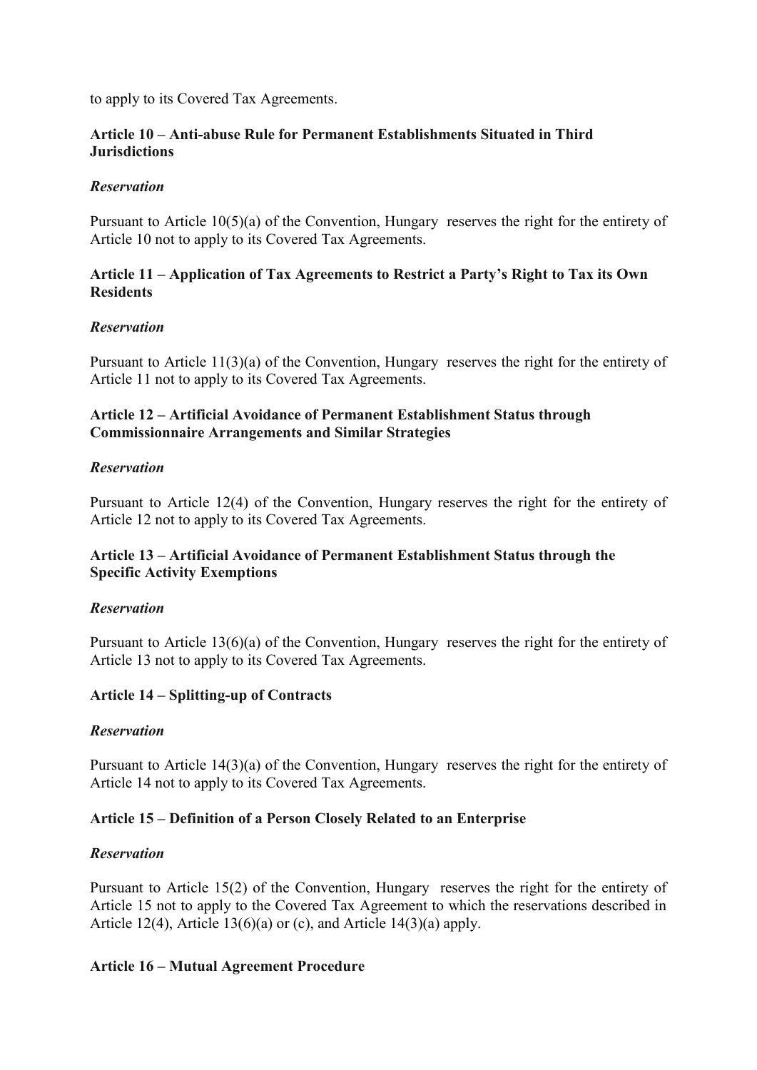to apply to its Covered Tax Agreements.

### Article 10 – Anti-abuse Rule for Permanent Establishments Situated in Third Jurisdictions

***Reservation***

Pursuant to Article 10(5)(a) of the Convention, Hungary reserves the right for the entirety of Article 10 not to apply to its Covered Tax Agreements.

### Article 11 – Application of Tax Agreements to Restrict a Party's Right to Tax its Own Residents

***Reservation***

Pursuant to Article 11(3)(a) of the Convention, Hungary reserves the right for the entirety of Article 11 not to apply to its Covered Tax Agreements.

### Article 12 – Artificial Avoidance of Permanent Establishment Status through Commissionnaire Arrangements and Similar Strategies

***Reservation***

Pursuant to Article 12(4) of the Convention, Hungary reserves the right for the entirety of Article 12 not to apply to its Covered Tax Agreements.

### Article 13 – Artificial Avoidance of Permanent Establishment Status through the Specific Activity Exemptions

***Reservation***

Pursuant to Article 13(6)(a) of the Convention, Hungary reserves the right for the entirety of Article 13 not to apply to its Covered Tax Agreements.

### Article 14 – Splitting-up of Contracts

***Reservation***

Pursuant to Article 14(3)(a) of the Convention, Hungary reserves the right for the entirety of Article 14 not to apply to its Covered Tax Agreements.

### Article 15 – Definition of a Person Closely Related to an Enterprise

***Reservation***

Pursuant to Article 15(2) of the Convention, Hungary reserves the right for the entirety of Article 15 not to apply to the Covered Tax Agreement to which the reservations described in Article 12(4), Article 13(6)(a) or (c), and Article 14(3)(a) apply.

### Article 16 – Mutual Agreement Procedure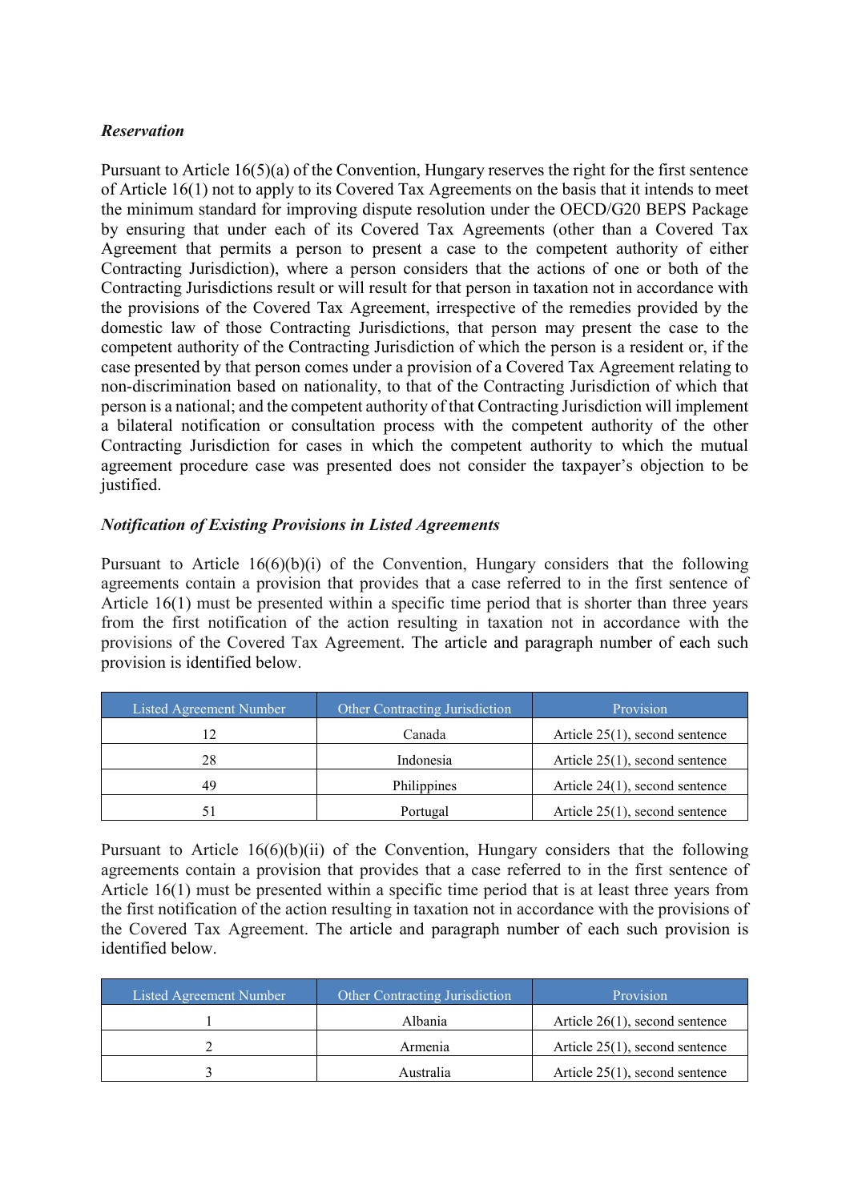***Reservation***

Pursuant to Article 16(5)(a) of the Convention, Hungary reserves the right for the first sentence of Article 16(1) not to apply to its Covered Tax Agreements on the basis that it intends to meet the minimum standard for improving dispute resolution under the OECD/G20 BEPS Package by ensuring that under each of its Covered Tax Agreements (other than a Covered Tax Agreement that permits a person to present a case to the competent authority of either Contracting Jurisdiction), where a person considers that the actions of one or both of the Contracting Jurisdictions result or will result for that person in taxation not in accordance with the provisions of the Covered Tax Agreement, irrespective of the remedies provided by the domestic law of those Contracting Jurisdictions, that person may present the case to the competent authority of the Contracting Jurisdiction of which the person is a resident or, if the case presented by that person comes under a provision of a Covered Tax Agreement relating to non-discrimination based on nationality, to that of the Contracting Jurisdiction of which that person is a national; and the competent authority of that Contracting Jurisdiction will implement a bilateral notification or consultation process with the competent authority of the other Contracting Jurisdiction for cases in which the competent authority to which the mutual agreement procedure case was presented does not consider the taxpayer's objection to be justified.

***Notification of Existing Provisions in Listed Agreements***

Pursuant to Article 16(6)(b)(i) of the Convention, Hungary considers that the following agreements contain a provision that provides that a case referred to in the first sentence of Article 16(1) must be presented within a specific time period that is shorter than three years from the first notification of the action resulting in taxation not in accordance with the provisions of the Covered Tax Agreement. The article and paragraph number of each such provision is identified below.

| Listed Agreement Number | Other Contracting Jurisdiction | Provision |
|---|---|---|
| 12 | Canada | Article 25(1), second sentence |
| 28 | Indonesia | Article 25(1), second sentence |
| 49 | Philippines | Article 24(1), second sentence |
| 51 | Portugal | Article 25(1), second sentence |

Pursuant to Article 16(6)(b)(ii) of the Convention, Hungary considers that the following agreements contain a provision that provides that a case referred to in the first sentence of Article 16(1) must be presented within a specific time period that is at least three years from the first notification of the action resulting in taxation not in accordance with the provisions of the Covered Tax Agreement. The article and paragraph number of each such provision is identified below.

| Listed Agreement Number | Other Contracting Jurisdiction | Provision |
|---|---|---|
| 1 | Albania | Article 26(1), second sentence |
| 2 | Armenia | Article 25(1), second sentence |
| 3 | Australia | Article 25(1), second sentence |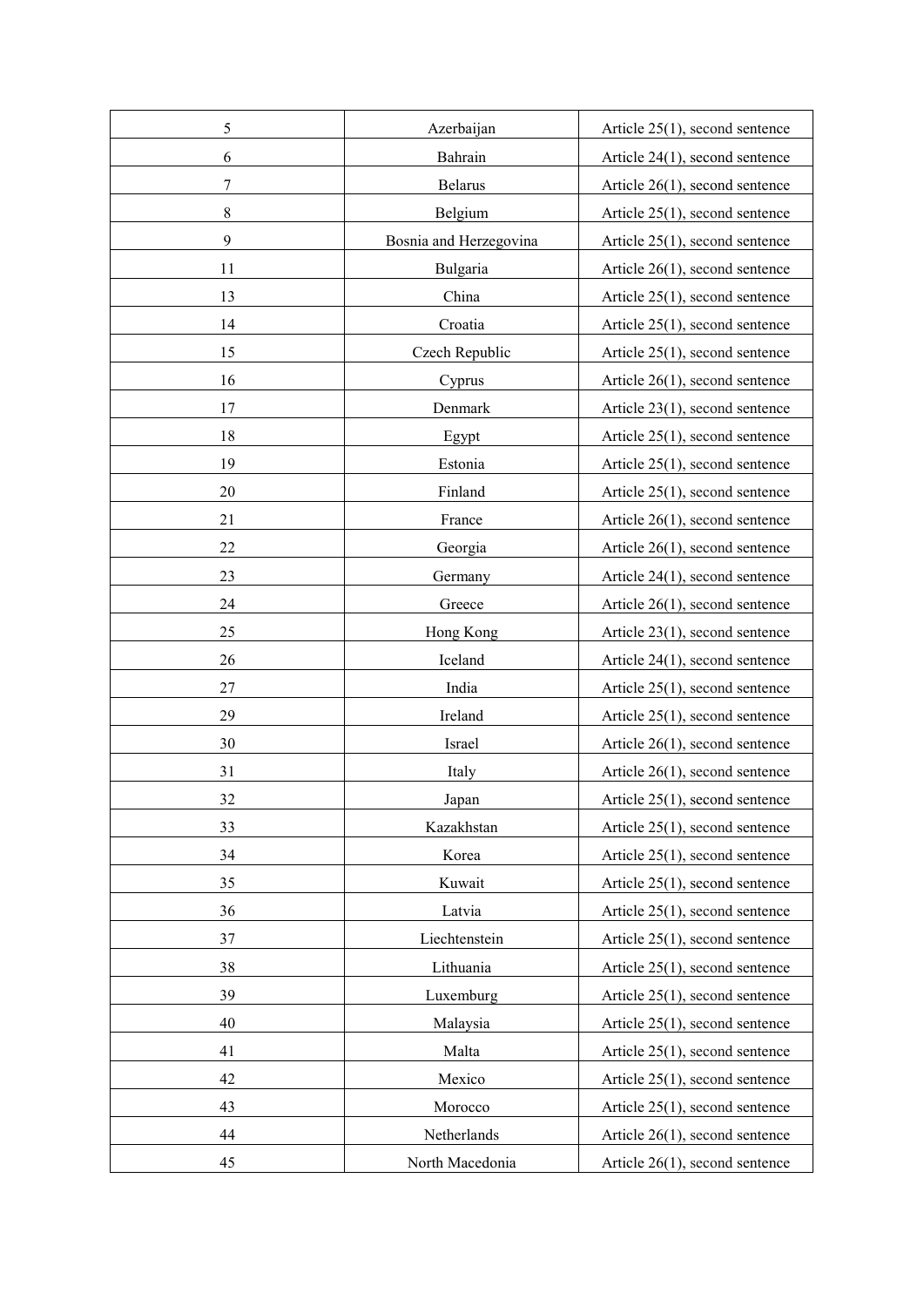| 5 | Azerbaijan | Article 25(1), second sentence |
|---|---|---|
| 6 | Bahrain | Article 24(1), second sentence |
| 7 | Belarus | Article 26(1), second sentence |
| 8 | Belgium | Article 25(1), second sentence |
| 9 | Bosnia and Herzegovina | Article 25(1), second sentence |
| 11 | Bulgaria | Article 26(1), second sentence |
| 13 | China | Article 25(1), second sentence |
| 14 | Croatia | Article 25(1), second sentence |
| 15 | Czech Republic | Article 25(1), second sentence |
| 16 | Cyprus | Article 26(1), second sentence |
| 17 | Denmark | Article 23(1), second sentence |
| 18 | Egypt | Article 25(1), second sentence |
| 19 | Estonia | Article 25(1), second sentence |
| 20 | Finland | Article 25(1), second sentence |
| 21 | France | Article 26(1), second sentence |
| 22 | Georgia | Article 26(1), second sentence |
| 23 | Germany | Article 24(1), second sentence |
| 24 | Greece | Article 26(1), second sentence |
| 25 | Hong Kong | Article 23(1), second sentence |
| 26 | Iceland | Article 24(1), second sentence |
| 27 | India | Article 25(1), second sentence |
| 29 | Ireland | Article 25(1), second sentence |
| 30 | Israel | Article 26(1), second sentence |
| 31 | Italy | Article 26(1), second sentence |
| 32 | Japan | Article 25(1), second sentence |
| 33 | Kazakhstan | Article 25(1), second sentence |
| 34 | Korea | Article 25(1), second sentence |
| 35 | Kuwait | Article 25(1), second sentence |
| 36 | Latvia | Article 25(1), second sentence |
| 37 | Liechtenstein | Article 25(1), second sentence |
| 38 | Lithuania | Article 25(1), second sentence |
| 39 | Luxemburg | Article 25(1), second sentence |
| 40 | Malaysia | Article 25(1), second sentence |
| 41 | Malta | Article 25(1), second sentence |
| 42 | Mexico | Article 25(1), second sentence |
| 43 | Morocco | Article 25(1), second sentence |
| 44 | Netherlands | Article 26(1), second sentence |
| 45 | North Macedonia | Article 26(1), second sentence |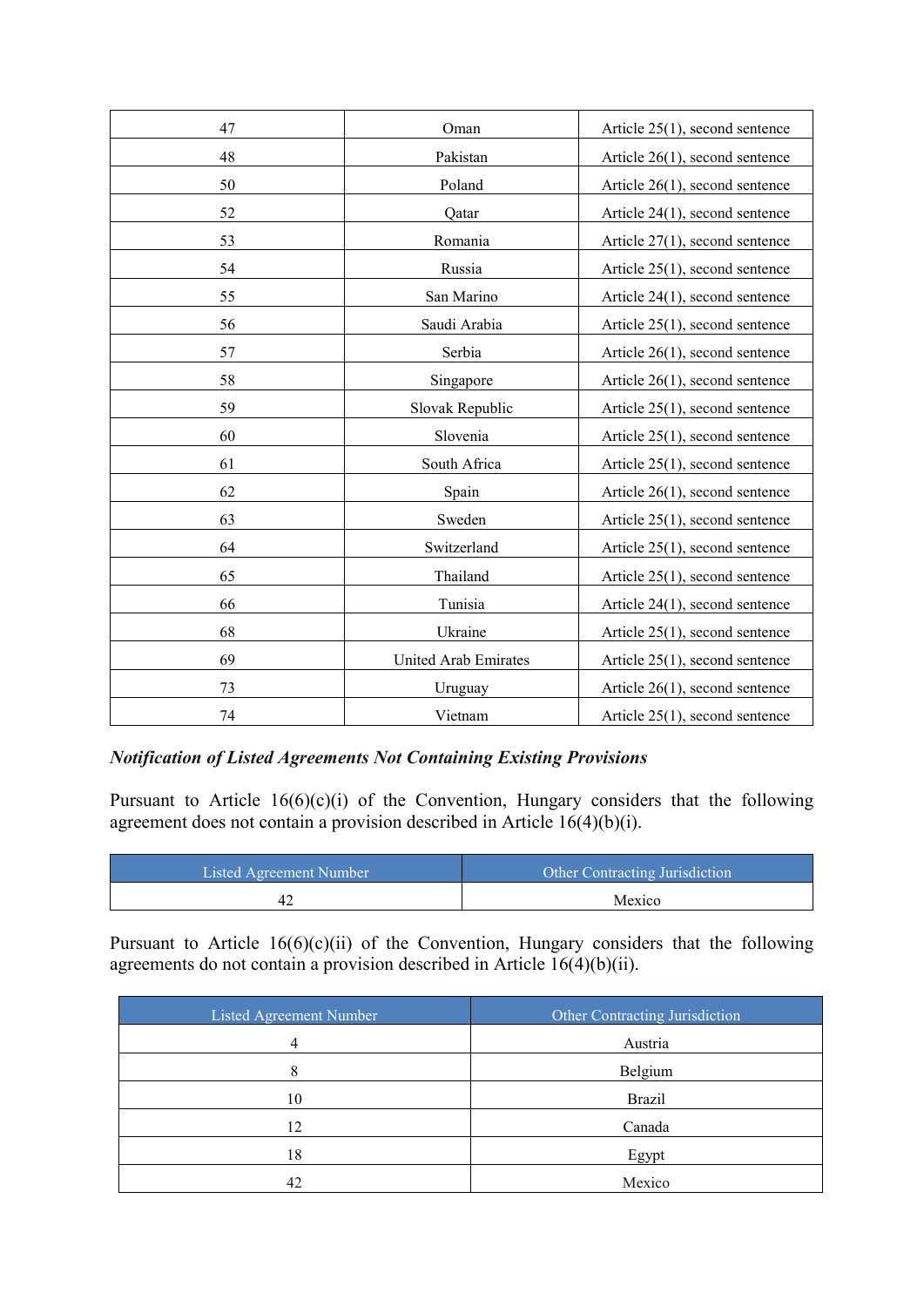| | | |
|---|---|---|
| 47 | Oman | Article 25(1), second sentence |
| 48 | Pakistan | Article 26(1), second sentence |
| 50 | Poland | Article 26(1), second sentence |
| 52 | Qatar | Article 24(1), second sentence |
| 53 | Romania | Article 27(1), second sentence |
| 54 | Russia | Article 25(1), second sentence |
| 55 | San Marino | Article 24(1), second sentence |
| 56 | Saudi Arabia | Article 25(1), second sentence |
| 57 | Serbia | Article 26(1), second sentence |
| 58 | Singapore | Article 26(1), second sentence |
| 59 | Slovak Republic | Article 25(1), second sentence |
| 60 | Slovenia | Article 25(1), second sentence |
| 61 | South Africa | Article 25(1), second sentence |
| 62 | Spain | Article 26(1), second sentence |
| 63 | Sweden | Article 25(1), second sentence |
| 64 | Switzerland | Article 25(1), second sentence |
| 65 | Thailand | Article 25(1), second sentence |
| 66 | Tunisia | Article 24(1), second sentence |
| 68 | Ukraine | Article 25(1), second sentence |
| 69 | United Arab Emirates | Article 25(1), second sentence |
| 73 | Uruguay | Article 26(1), second sentence |
| 74 | Vietnam | Article 25(1), second sentence |

***Notification of Listed Agreements Not Containing Existing Provisions***

Pursuant to Article 16(6)(c)(i) of the Convention, Hungary considers that the following agreement does not contain a provision described in Article 16(4)(b)(i).

| Listed Agreement Number | Other Contracting Jurisdiction |
|---|---|
| 42 | Mexico |

Pursuant to Article 16(6)(c)(ii) of the Convention, Hungary considers that the following agreements do not contain a provision described in Article 16(4)(b)(ii).

| Listed Agreement Number | Other Contracting Jurisdiction |
|---|---|
| 4 | Austria |
| 8 | Belgium |
| 10 | Brazil |
| 12 | Canada |
| 18 | Egypt |
| 42 | Mexico |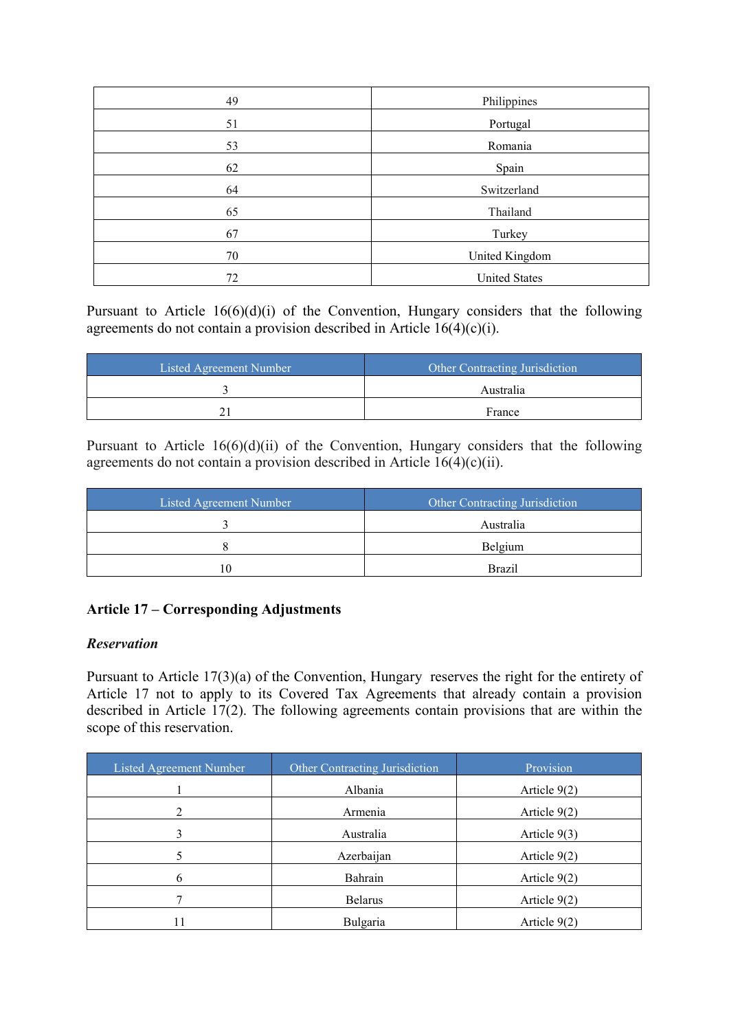| | |
|---|---|
| 49 | Philippines |
| 51 | Portugal |
| 53 | Romania |
| 62 | Spain |
| 64 | Switzerland |
| 65 | Thailand |
| 67 | Turkey |
| 70 | United Kingdom |
| 72 | United States |

Pursuant to Article 16(6)(d)(i) of the Convention, Hungary considers that the following agreements do not contain a provision described in Article 16(4)(c)(i).

| Listed Agreement Number | Other Contracting Jurisdiction |
|---|---|
| 3 | Australia |
| 21 | France |

Pursuant to Article 16(6)(d)(ii) of the Convention, Hungary considers that the following agreements do not contain a provision described in Article 16(4)(c)(ii).

| Listed Agreement Number | Other Contracting Jurisdiction |
|---|---|
| 3 | Australia |
| 8 | Belgium |
| 10 | Brazil |

**Article 17 – Corresponding Adjustments**

***Reservation***

Pursuant to Article 17(3)(a) of the Convention, Hungary reserves the right for the entirety of Article 17 not to apply to its Covered Tax Agreements that already contain a provision described in Article 17(2). The following agreements contain provisions that are within the scope of this reservation.

| Listed Agreement Number | Other Contracting Jurisdiction | Provision |
|---|---|---|
| 1 | Albania | Article 9(2) |
| 2 | Armenia | Article 9(2) |
| 3 | Australia | Article 9(3) |
| 5 | Azerbaijan | Article 9(2) |
| 6 | Bahrain | Article 9(2) |
| 7 | Belarus | Article 9(2) |
| 11 | Bulgaria | Article 9(2) |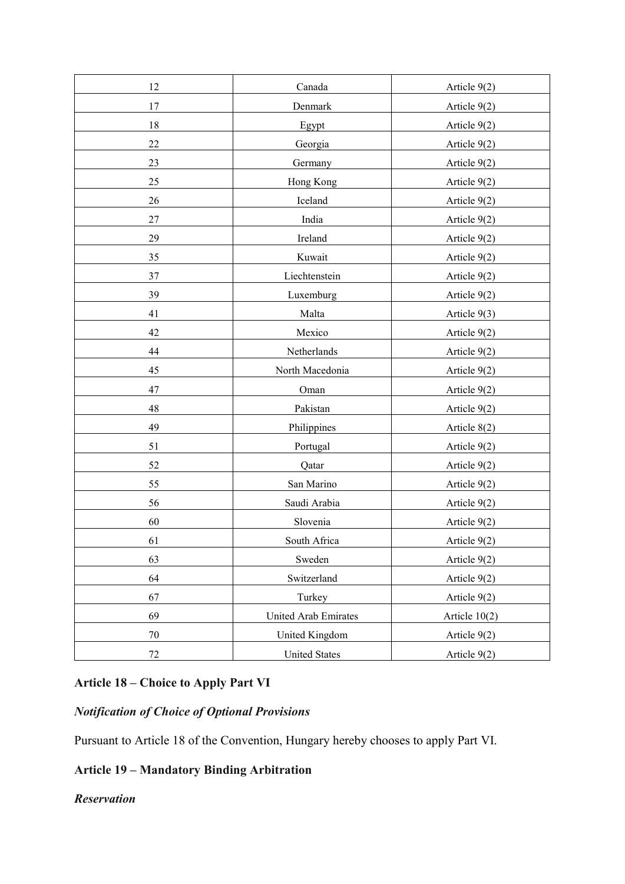| 12 | Canada | Article 9(2) |
|---|---|---|
| 17 | Denmark | Article 9(2) |
| 18 | Egypt | Article 9(2) |
| 22 | Georgia | Article 9(2) |
| 23 | Germany | Article 9(2) |
| 25 | Hong Kong | Article 9(2) |
| 26 | Iceland | Article 9(2) |
| 27 | India | Article 9(2) |
| 29 | Ireland | Article 9(2) |
| 35 | Kuwait | Article 9(2) |
| 37 | Liechtenstein | Article 9(2) |
| 39 | Luxemburg | Article 9(2) |
| 41 | Malta | Article 9(3) |
| 42 | Mexico | Article 9(2) |
| 44 | Netherlands | Article 9(2) |
| 45 | North Macedonia | Article 9(2) |
| 47 | Oman | Article 9(2) |
| 48 | Pakistan | Article 9(2) |
| 49 | Philippines | Article 8(2) |
| 51 | Portugal | Article 9(2) |
| 52 | Qatar | Article 9(2) |
| 55 | San Marino | Article 9(2) |
| 56 | Saudi Arabia | Article 9(2) |
| 60 | Slovenia | Article 9(2) |
| 61 | South Africa | Article 9(2) |
| 63 | Sweden | Article 9(2) |
| 64 | Switzerland | Article 9(2) |
| 67 | Turkey | Article 9(2) |
| 69 | United Arab Emirates | Article 10(2) |
| 70 | United Kingdom | Article 9(2) |
| 72 | United States | Article 9(2) |

## Article 18 – Choice to Apply Part VI

***Notification of Choice of Optional Provisions***

Pursuant to Article 18 of the Convention, Hungary hereby chooses to apply Part VI.

## Article 19 – Mandatory Binding Arbitration

***Reservation***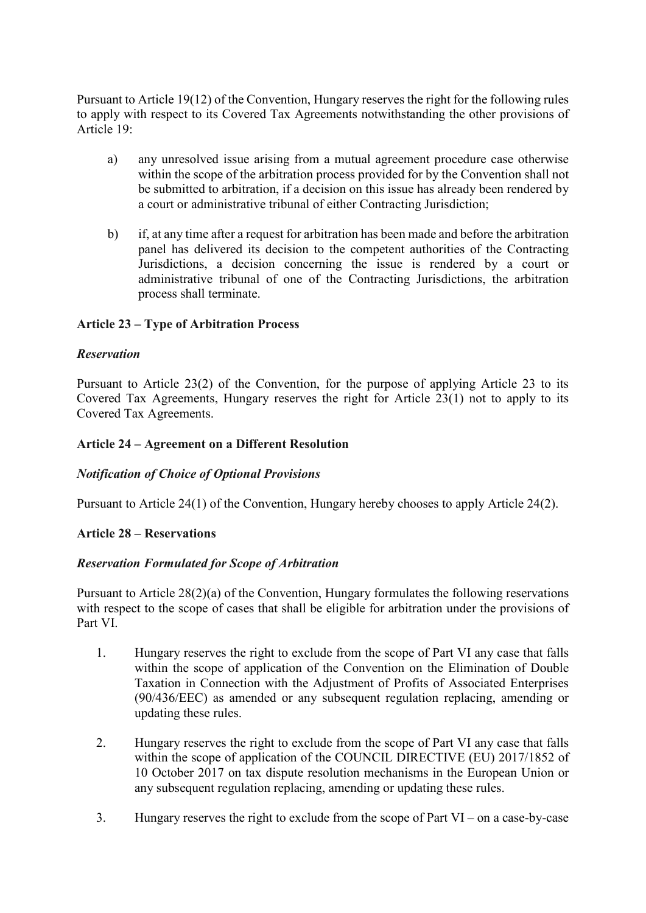Pursuant to Article 19(12) of the Convention, Hungary reserves the right for the following rules to apply with respect to its Covered Tax Agreements notwithstanding the other provisions of Article 19:

a) any unresolved issue arising from a mutual agreement procedure case otherwise within the scope of the arbitration process provided for by the Convention shall not be submitted to arbitration, if a decision on this issue has already been rendered by a court or administrative tribunal of either Contracting Jurisdiction;

b) if, at any time after a request for arbitration has been made and before the arbitration panel has delivered its decision to the competent authorities of the Contracting Jurisdictions, a decision concerning the issue is rendered by a court or administrative tribunal of one of the Contracting Jurisdictions, the arbitration process shall terminate.

**Article 23 – Type of Arbitration Process**

***Reservation***

Pursuant to Article 23(2) of the Convention, for the purpose of applying Article 23 to its Covered Tax Agreements, Hungary reserves the right for Article 23(1) not to apply to its Covered Tax Agreements.

**Article 24 – Agreement on a Different Resolution**

***Notification of Choice of Optional Provisions***

Pursuant to Article 24(1) of the Convention, Hungary hereby chooses to apply Article 24(2).

**Article 28 – Reservations**

***Reservation Formulated for Scope of Arbitration***

Pursuant to Article 28(2)(a) of the Convention, Hungary formulates the following reservations with respect to the scope of cases that shall be eligible for arbitration under the provisions of Part VI.

1. Hungary reserves the right to exclude from the scope of Part VI any case that falls within the scope of application of the Convention on the Elimination of Double Taxation in Connection with the Adjustment of Profits of Associated Enterprises (90/436/EEC) as amended or any subsequent regulation replacing, amending or updating these rules.

2. Hungary reserves the right to exclude from the scope of Part VI any case that falls within the scope of application of the COUNCIL DIRECTIVE (EU) 2017/1852 of 10 October 2017 on tax dispute resolution mechanisms in the European Union or any subsequent regulation replacing, amending or updating these rules.

3. Hungary reserves the right to exclude from the scope of Part VI – on a case-by-case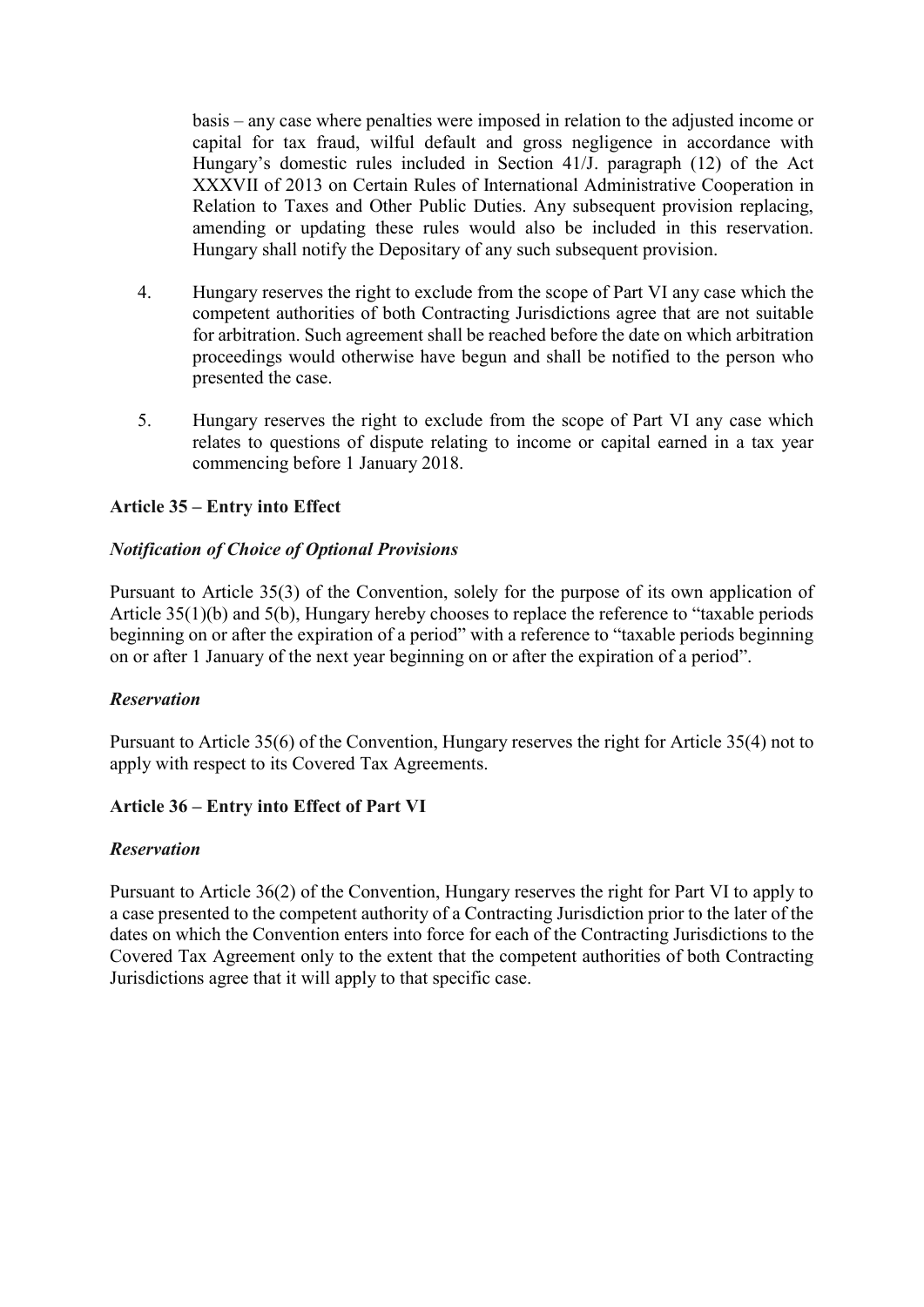basis – any case where penalties were imposed in relation to the adjusted income or capital for tax fraud, wilful default and gross negligence in accordance with Hungary's domestic rules included in Section 41/J. paragraph (12) of the Act XXXVII of 2013 on Certain Rules of International Administrative Cooperation in Relation to Taxes and Other Public Duties. Any subsequent provision replacing, amending or updating these rules would also be included in this reservation. Hungary shall notify the Depositary of any such subsequent provision.

4. Hungary reserves the right to exclude from the scope of Part VI any case which the competent authorities of both Contracting Jurisdictions agree that are not suitable for arbitration. Such agreement shall be reached before the date on which arbitration proceedings would otherwise have begun and shall be notified to the person who presented the case.

5. Hungary reserves the right to exclude from the scope of Part VI any case which relates to questions of dispute relating to income or capital earned in a tax year commencing before 1 January 2018.

**Article 35 – Entry into Effect**

***Notification of Choice of Optional Provisions***

Pursuant to Article 35(3) of the Convention, solely for the purpose of its own application of Article 35(1)(b) and 5(b), Hungary hereby chooses to replace the reference to "taxable periods beginning on or after the expiration of a period" with a reference to "taxable periods beginning on or after 1 January of the next year beginning on or after the expiration of a period".

***Reservation***

Pursuant to Article 35(6) of the Convention, Hungary reserves the right for Article 35(4) not to apply with respect to its Covered Tax Agreements.

**Article 36 – Entry into Effect of Part VI**

***Reservation***

Pursuant to Article 36(2) of the Convention, Hungary reserves the right for Part VI to apply to a case presented to the competent authority of a Contracting Jurisdiction prior to the later of the dates on which the Convention enters into force for each of the Contracting Jurisdictions to the Covered Tax Agreement only to the extent that the competent authorities of both Contracting Jurisdictions agree that it will apply to that specific case.